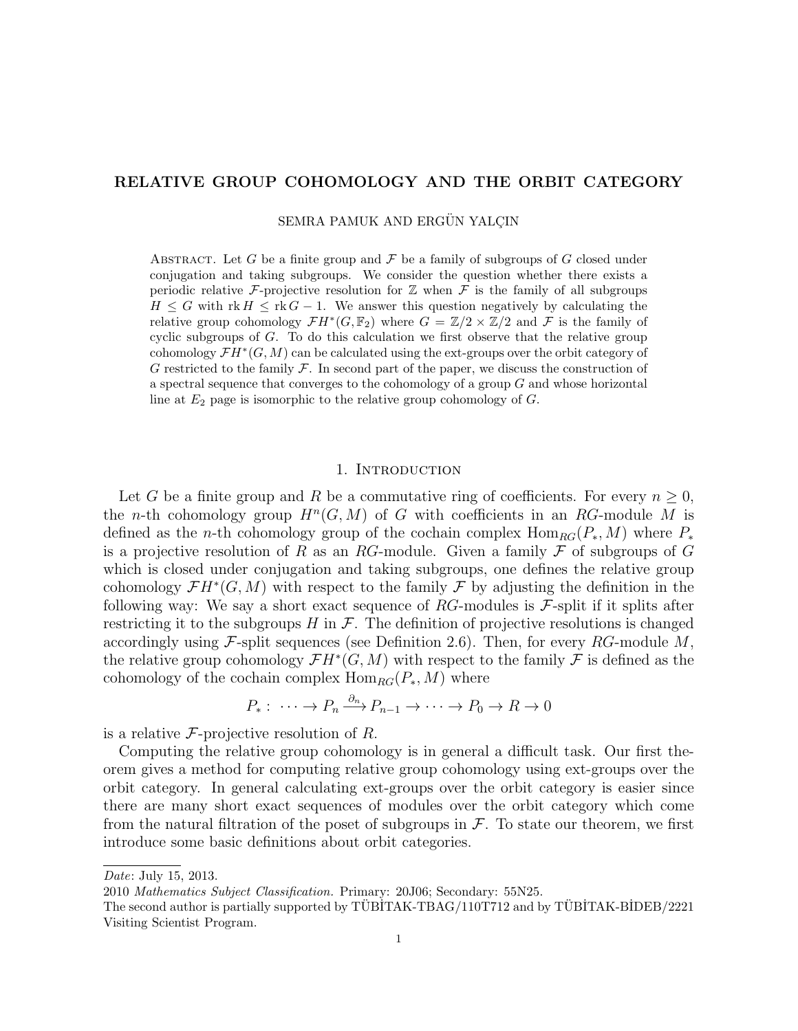# RELATIVE GROUP COHOMOLOGY AND THE ORBIT CATEGORY

SEMRA PAMUK AND ERGÜN YALÇIN

ABSTRACT. Let $G$ be a finite group and $\mathcal{F}$ be a family of subgroups of $G$ closed under conjugation and taking subgroups. We consider the question whether there exists a periodic relative $\mathcal{F}$-projective resolution for $\mathbb{Z}$ when $\mathcal{F}$ is the family of all subgroups $H \leq G$ with $\operatorname{rk} H \leq \operatorname{rk} G - 1$. We answer this question negatively by calculating the relative group cohomology $\mathcal{F}H^*(G, \mathbb{F}_2)$ where $G = \mathbb{Z}/2 \times \mathbb{Z}/2$ and $\mathcal{F}$ is the family of cyclic subgroups of $G$. To do this calculation we first observe that the relative group cohomology $\mathcal{F}H^*(G, M)$ can be calculated using the ext-groups over the orbit category of $G$ restricted to the family $\mathcal{F}$. In second part of the paper, we discuss the construction of a spectral sequence that converges to the cohomology of a group $G$ and whose horizontal line at $E_2$ page is isomorphic to the relative group cohomology of $G$.

## 1. INTRODUCTION

Let $G$ be a finite group and $R$ be a commutative ring of coefficients. For every $n \geq 0$, the $n$-th cohomology group $H^n(G, M)$ of $G$ with coefficients in an $RG$-module $M$ is defined as the $n$-th cohomology group of the cochain complex $\operatorname{Hom}_{RG}(P_*, M)$ where $P_*$ is a projective resolution of $R$ as an $RG$-module. Given a family $\mathcal{F}$ of subgroups of $G$ which is closed under conjugation and taking subgroups, one defines the relative group cohomology $\mathcal{F}H^*(G, M)$ with respect to the family $\mathcal{F}$ by adjusting the definition in the following way: We say a short exact sequence of $RG$-modules is $\mathcal{F}$-split if it splits after restricting it to the subgroups $H$ in $\mathcal{F}$. The definition of projective resolutions is changed accordingly using $\mathcal{F}$-split sequences (see Definition 2.6). Then, for every $RG$-module $M$, the relative group cohomology $\mathcal{F}H^*(G, M)$ with respect to the family $\mathcal{F}$ is defined as the cohomology of the cochain complex $\operatorname{Hom}_{RG}(P_*, M)$ where

$$P_* : \cdots \to P_n \xrightarrow{\partial_n} P_{n-1} \to \cdots \to P_0 \to R \to 0$$

is a relative $\mathcal{F}$-projective resolution of $R$.

Computing the relative group cohomology is in general a difficult task. Our first theorem gives a method for computing relative group cohomology using ext-groups over the orbit category. In general calculating ext-groups over the orbit category is easier since there are many short exact sequences of modules over the orbit category which come from the natural filtration of the poset of subgroups in $\mathcal{F}$. To state our theorem, we first introduce some basic definitions about orbit categories.

---

*Date*: July 15, 2013.

2010 *Mathematics Subject Classification.* Primary: 20J06; Secondary: 55N25.

The second author is partially supported by TÜBİTAK-TBAG/110T712 and by TÜBİTAK-BİDEB/2221 Visiting Scientist Program.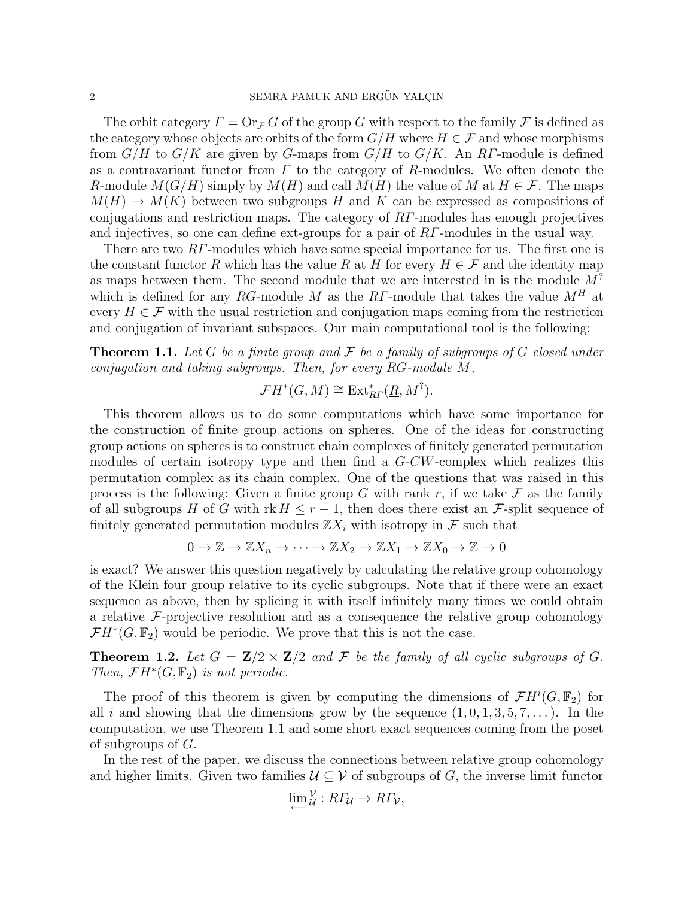The orbit category $\Gamma = \mathrm{Or}_{\mathcal{F}} G$ of the group $G$ with respect to the family $\mathcal{F}$ is defined as the category whose objects are orbits of the form $G/H$ where $H \in \mathcal{F}$ and whose morphisms from $G/H$ to $G/K$ are given by $G$-maps from $G/H$ to $G/K$. An $R\Gamma$-module is defined as a contravariant functor from $\Gamma$ to the category of $R$-modules. We often denote the $R$-module $M(G/H)$ simply by $M(H)$ and call $M(H)$ the value of $M$ at $H \in \mathcal{F}$. The maps $M(H) \to M(K)$ between two subgroups $H$ and $K$ can be expressed as compositions of conjugations and restriction maps. The category of $R\Gamma$-modules has enough projectives and injectives, so one can define ext-groups for a pair of $R\Gamma$-modules in the usual way.

There are two $R\Gamma$-modules which have some special importance for us. The first one is the constant functor $\underline{R}$ which has the value $R$ at $H$ for every $H \in \mathcal{F}$ and the identity map as maps between them. The second module that we are interested in is the module $M^?$ which is defined for any $RG$-module $M$ as the $R\Gamma$-module that takes the value $M^H$ at every $H \in \mathcal{F}$ with the usual restriction and conjugation maps coming from the restriction and conjugation of invariant subspaces. Our main computational tool is the following:

**Theorem 1.1.** *Let $G$ be a finite group and $\mathcal{F}$ be a family of subgroups of $G$ closed under conjugation and taking subgroups. Then, for every $RG$-module $M$,*

$$\mathcal{F}H^*(G, M) \cong \mathrm{Ext}^*_{R\Gamma}(\underline{R}, M^?).$$

This theorem allows us to do some computations which have some importance for the construction of finite group actions on spheres. One of the ideas for constructing group actions on spheres is to construct chain complexes of finitely generated permutation modules of certain isotropy type and then find a $G$-$CW$-complex which realizes this permutation complex as its chain complex. One of the questions that was raised in this process is the following: Given a finite group $G$ with rank $r$, if we take $\mathcal{F}$ as the family of all subgroups $H$ of $G$ with $\mathrm{rk}\, H \leq r-1$, then does there exist an $\mathcal{F}$-split sequence of finitely generated permutation modules $\mathbb{Z}X_i$ with isotropy in $\mathcal{F}$ such that

$$0 \to \mathbb{Z} \to \mathbb{Z}X_n \to \cdots \to \mathbb{Z}X_2 \to \mathbb{Z}X_1 \to \mathbb{Z}X_0 \to \mathbb{Z} \to 0$$

is exact? We answer this question negatively by calculating the relative group cohomology of the Klein four group relative to its cyclic subgroups. Note that if there were an exact sequence as above, then by splicing it with itself infinitely many times we could obtain a relative $\mathcal{F}$-projective resolution and as a consequence the relative group cohomology $\mathcal{F}H^*(G, \mathbb{F}_2)$ would be periodic. We prove that this is not the case.

**Theorem 1.2.** *Let $G = \mathbf{Z}/2 \times \mathbf{Z}/2$ and $\mathcal{F}$ be the family of all cyclic subgroups of $G$. Then, $\mathcal{F}H^*(G, \mathbb{F}_2)$ is not periodic.*

The proof of this theorem is given by computing the dimensions of $\mathcal{F}H^i(G, \mathbb{F}_2)$ for all $i$ and showing that the dimensions grow by the sequence $(1, 0, 1, 3, 5, 7, \dots)$. In the computation, we use Theorem 1.1 and some short exact sequences coming from the poset of subgroups of $G$.

In the rest of the paper, we discuss the connections between relative group cohomology and higher limits. Given two families $\mathcal{U} \subseteq \mathcal{V}$ of subgroups of $G$, the inverse limit functor

$$\varprojlim{}^{\mathcal{V}}_{\mathcal{U}} : R\Gamma_{\mathcal{U}} \to R\Gamma_{\mathcal{V}},$$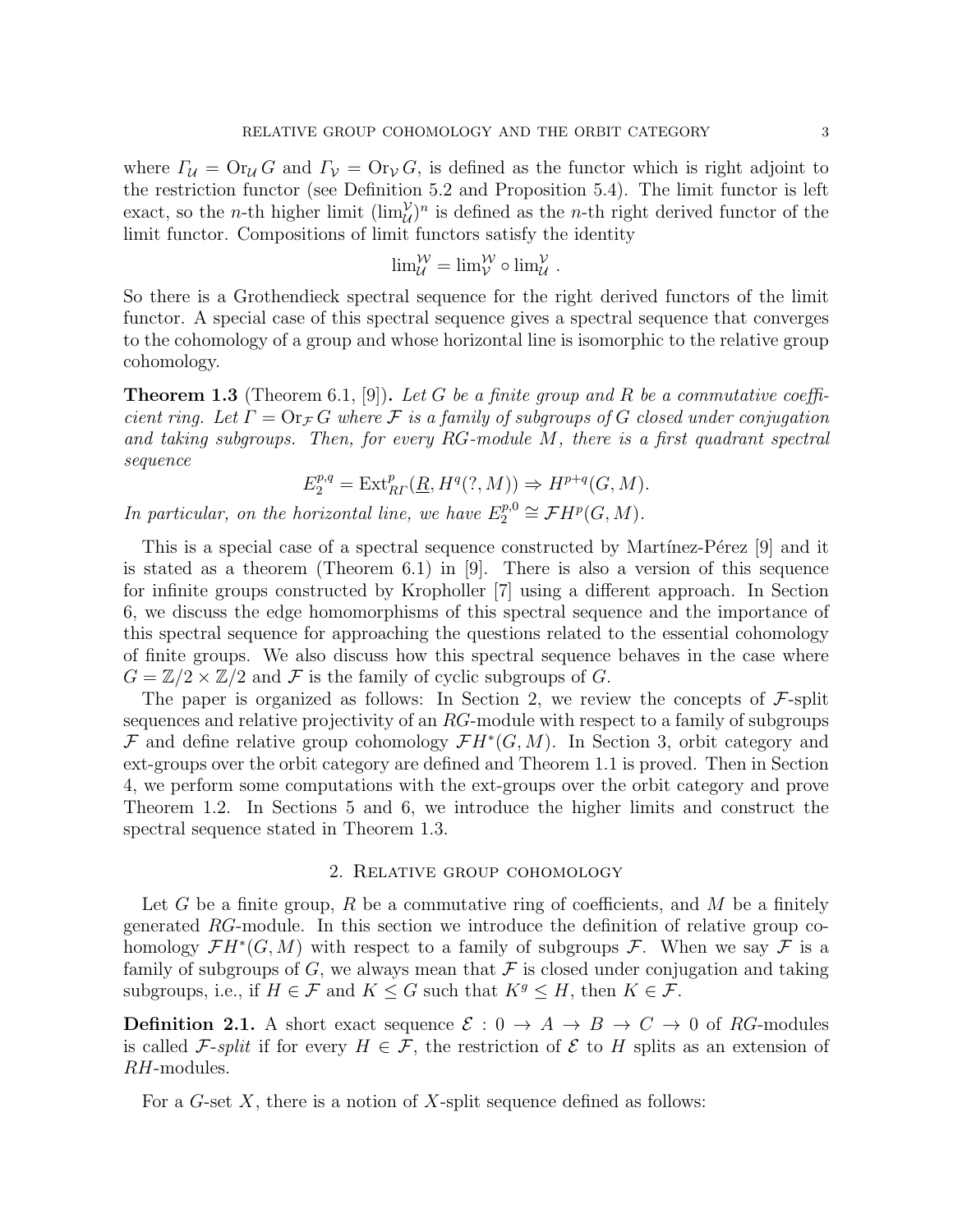where $\mathit{\Gamma}_{\mathcal{U}} = \mathrm{Or}_{\mathcal{U}} G$ and $\mathit{\Gamma}_{\mathcal{V}} = \mathrm{Or}_{\mathcal{V}} G$, is defined as the functor which is right adjoint to the restriction functor (see Definition 5.2 and Proposition 5.4). The limit functor is left exact, so the $n$-th higher limit $(\lim_{\mathcal{U}}^{\mathcal{V}})^n$ is defined as the $n$-th right derived functor of the limit functor. Compositions of limit functors satisfy the identity

$$\lim\nolimits_{\mathcal{U}}^{\mathcal{W}} = \lim\nolimits_{\mathcal{V}}^{\mathcal{W}} \circ \lim\nolimits_{\mathcal{U}}^{\mathcal{V}} .$$

So there is a Grothendieck spectral sequence for the right derived functors of the limit functor. A special case of this spectral sequence gives a spectral sequence that converges to the cohomology of a group and whose horizontal line is isomorphic to the relative group cohomology.

**Theorem 1.3** (Theorem 6.1, [9]). *Let $G$ be a finite group and $R$ be a commutative coefficient ring. Let $\mathit{\Gamma} = \mathrm{Or}_{\mathcal{F}} G$ where $\mathcal{F}$ is a family of subgroups of $G$ closed under conjugation and taking subgroups. Then, for every $RG$-module $M$, there is a first quadrant spectral sequence*

$$E_2^{p,q} = \mathrm{Ext}^p_{R\mathit{\Gamma}}(\underline{R}, H^q(?, M)) \Rightarrow H^{p+q}(G, M).$$

*In particular, on the horizontal line, we have $E_2^{p,0} \cong \mathcal{F}H^p(G, M)$.*

This is a special case of a spectral sequence constructed by Martínez-Pérez [9] and it is stated as a theorem (Theorem 6.1) in [9]. There is also a version of this sequence for infinite groups constructed by Kropholler [7] using a different approach. In Section 6, we discuss the edge homomorphisms of this spectral sequence and the importance of this spectral sequence for approaching the questions related to the essential cohomology of finite groups. We also discuss how this spectral sequence behaves in the case where $G = \mathbb{Z}/2 \times \mathbb{Z}/2$ and $\mathcal{F}$ is the family of cyclic subgroups of $G$.

The paper is organized as follows: In Section 2, we review the concepts of $\mathcal{F}$-split sequences and relative projectivity of an $RG$-module with respect to a family of subgroups $\mathcal{F}$ and define relative group cohomology $\mathcal{F}H^*(G, M)$. In Section 3, orbit category and ext-groups over the orbit category are defined and Theorem 1.1 is proved. Then in Section 4, we perform some computations with the ext-groups over the orbit category and prove Theorem 1.2. In Sections 5 and 6, we introduce the higher limits and construct the spectral sequence stated in Theorem 1.3.

## 2. Relative group cohomology

Let $G$ be a finite group, $R$ be a commutative ring of coefficients, and $M$ be a finitely generated $RG$-module. In this section we introduce the definition of relative group cohomology $\mathcal{F}H^*(G, M)$ with respect to a family of subgroups $\mathcal{F}$. When we say $\mathcal{F}$ is a family of subgroups of $G$, we always mean that $\mathcal{F}$ is closed under conjugation and taking subgroups, i.e., if $H \in \mathcal{F}$ and $K \leq G$ such that $K^g \leq H$, then $K \in \mathcal{F}$.

**Definition 2.1.** A short exact sequence $\mathcal{E} : 0 \to A \to B \to C \to 0$ of $RG$-modules is called *$\mathcal{F}$-split* if for every $H \in \mathcal{F}$, the restriction of $\mathcal{E}$ to $H$ splits as an extension of $RH$-modules.

For a $G$-set $X$, there is a notion of $X$-split sequence defined as follows: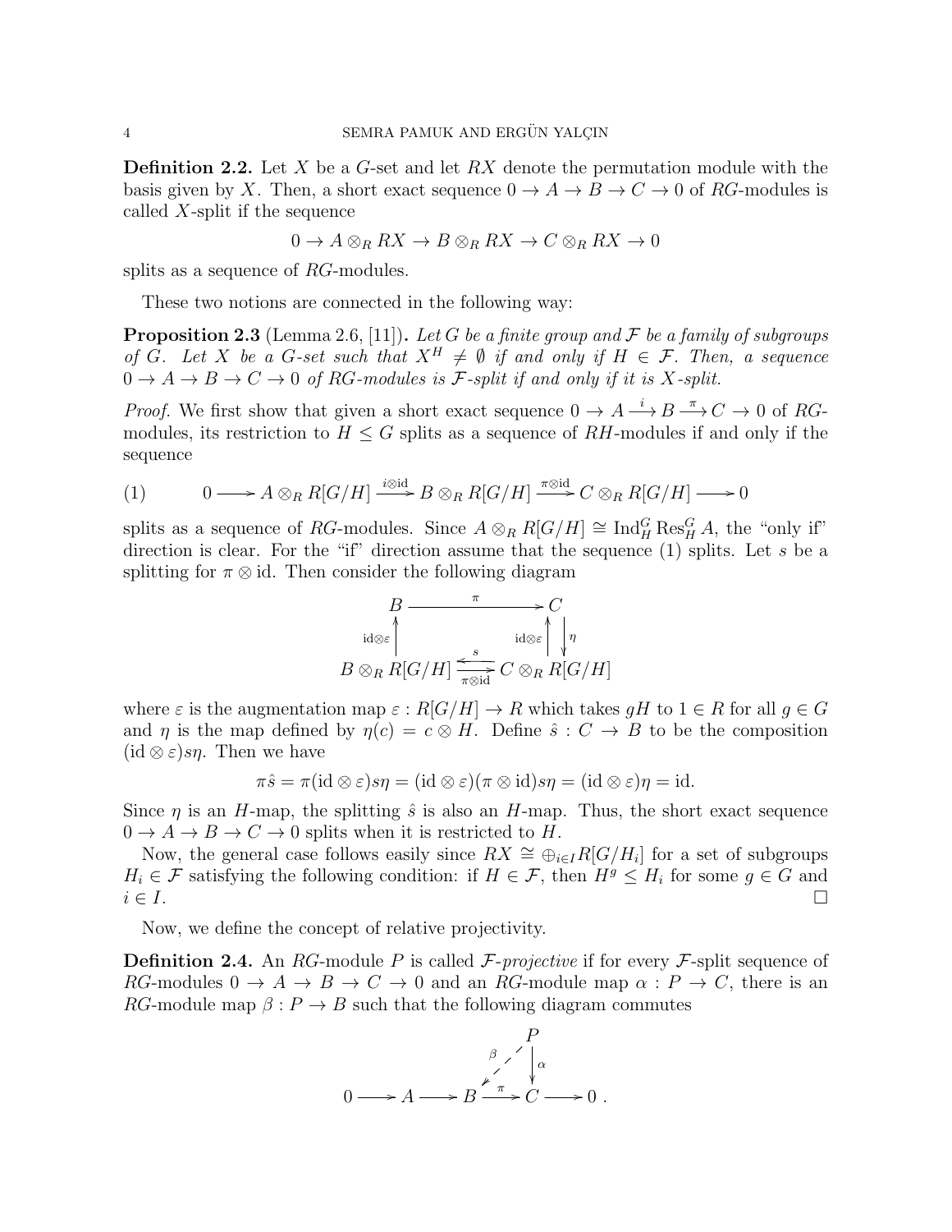**Definition 2.2.** Let $X$ be a $G$-set and let $RX$ denote the permutation module with the basis given by $X$. Then, a short exact sequence $0 \to A \to B \to C \to 0$ of $RG$-modules is called $X$-split if the sequence

$$0 \to A \otimes_R RX \to B \otimes_R RX \to C \otimes_R RX \to 0$$

splits as a sequence of $RG$-modules.

These two notions are connected in the following way:

**Proposition 2.3** (Lemma 2.6, [11])**.** *Let $G$ be a finite group and $\mathcal{F}$ be a family of subgroups of $G$. Let $X$ be a $G$-set such that $X^H \neq \emptyset$ if and only if $H \in \mathcal{F}$. Then, a sequence $0 \to A \to B \to C \to 0$ of $RG$-modules is $\mathcal{F}$-split if and only if it is $X$-split.*

*Proof.* We first show that given a short exact sequence $0 \to A \xrightarrow{i} B \xrightarrow{\pi} C \to 0$ of $RG$-modules, its restriction to $H \leq G$ splits as a sequence of $RH$-modules if and only if the sequence

$$0 \longrightarrow A \otimes_R R[G/H] \xrightarrow{i \otimes \mathrm{id}} B \otimes_R R[G/H] \xrightarrow{\pi \otimes \mathrm{id}} C \otimes_R R[G/H] \longrightarrow 0 \tag{1}$$

splits as a sequence of $RG$-modules. Since $A \otimes_R R[G/H] \cong \mathrm{Ind}_H^G \mathrm{Res}_H^G A$, the "only if" direction is clear. For the "if" direction assume that the sequence (1) splits. Let $s$ be a splitting for $\pi \otimes \mathrm{id}$. Then consider the following diagram

$$\begin{array}{ccc} B & \xrightarrow{\quad\pi\quad} & C \\ \uparrow{\scriptstyle \mathrm{id}\otimes\varepsilon} & & {\scriptstyle \mathrm{id}\otimes\varepsilon}\uparrow\ \downarrow{\scriptstyle \eta} \\ B \otimes_R R[G/H] & \underset{\pi\otimes\mathrm{id}}{\overset{s}{\rightleftarrows}} & C \otimes_R R[G/H] \end{array}$$

where $\varepsilon$ is the augmentation map $\varepsilon : R[G/H] \to R$ which takes $gH$ to $1 \in R$ for all $g \in G$ and $\eta$ is the map defined by $\eta(c) = c \otimes H$. Define $\hat{s} : C \to B$ to be the composition $(\mathrm{id} \otimes \varepsilon)s\eta$. Then we have

$$\pi\hat{s} = \pi(\mathrm{id} \otimes \varepsilon)s\eta = (\mathrm{id} \otimes \varepsilon)(\pi \otimes \mathrm{id})s\eta = (\mathrm{id} \otimes \varepsilon)\eta = \mathrm{id}.$$

Since $\eta$ is an $H$-map, the splitting $\hat{s}$ is also an $H$-map. Thus, the short exact sequence $0 \to A \to B \to C \to 0$ splits when it is restricted to $H$.

Now, the general case follows easily since $RX \cong \oplus_{i \in I} R[G/H_i]$ for a set of subgroups $H_i \in \mathcal{F}$ satisfying the following condition: if $H \in \mathcal{F}$, then $H^g \leq H_i$ for some $g \in G$ and $i \in I$. $\square$

Now, we define the concept of relative projectivity.

**Definition 2.4.** An $RG$-module $P$ is called *$\mathcal{F}$-projective* if for every $\mathcal{F}$-split sequence of $RG$-modules $0 \to A \to B \to C \to 0$ and an $RG$-module map $\alpha : P \to C$, there is an $RG$-module map $\beta : P \to B$ such that the following diagram commutes

$$\begin{array}{ccccccccc} & & & & & & P & & \\ & & & & & \swarrow{\scriptstyle \beta} & \downarrow{\scriptstyle \alpha} & & \\ 0 & \longrightarrow & A & \longrightarrow & B & \xrightarrow{\pi} & C & \longrightarrow & 0\ . \end{array}$$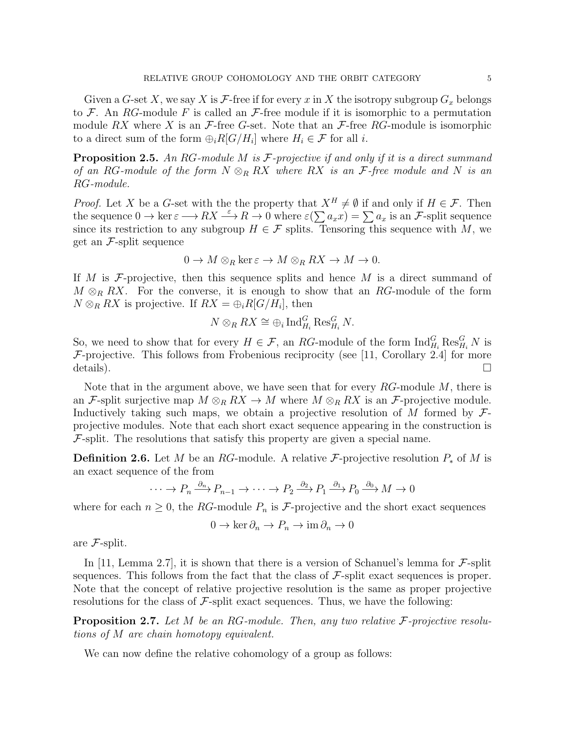Given a $G$-set $X$, we say $X$ is $\mathcal{F}$-free if for every $x$ in $X$ the isotropy subgroup $G_x$ belongs to $\mathcal{F}$. An $RG$-module $F$ is called an $\mathcal{F}$-free module if it is isomorphic to a permutation module $RX$ where $X$ is an $\mathcal{F}$-free $G$-set. Note that an $\mathcal{F}$-free $RG$-module is isomorphic to a direct sum of the form $\oplus_i R[G/H_i]$ where $H_i \in \mathcal{F}$ for all $i$.

**Proposition 2.5.** *An $RG$-module $M$ is $\mathcal{F}$-projective if and only if it is a direct summand of an $RG$-module of the form $N \otimes_R RX$ where $RX$ is an $\mathcal{F}$-free module and $N$ is an $RG$-module.*

*Proof.* Let $X$ be a $G$-set with the the property that $X^H \neq \emptyset$ if and only if $H \in \mathcal{F}$. Then the sequence $0 \to \ker \varepsilon \longrightarrow RX \xrightarrow{\varepsilon} R \to 0$ where $\varepsilon(\sum a_x x) = \sum a_x$ is an $\mathcal{F}$-split sequence since its restriction to any subgroup $H \in \mathcal{F}$ splits. Tensoring this sequence with $M$, we get an $\mathcal{F}$-split sequence

$$0 \to M \otimes_R \ker \varepsilon \to M \otimes_R RX \to M \to 0.$$

If $M$ is $\mathcal{F}$-projective, then this sequence splits and hence $M$ is a direct summand of $M \otimes_R RX$. For the converse, it is enough to show that an $RG$-module of the form $N \otimes_R RX$ is projective. If $RX = \oplus_i R[G/H_i]$, then

$$N \otimes_R RX \cong \oplus_i \operatorname{Ind}_{H_i}^G \operatorname{Res}_{H_i}^G N.$$

So, we need to show that for every $H \in \mathcal{F}$, an $RG$-module of the form $\operatorname{Ind}_{H_i}^G \operatorname{Res}_{H_i}^G N$ is $\mathcal{F}$-projective. This follows from Frobenious reciprocity (see [11, Corollary 2.4] for more details). $\square$

Note that in the argument above, we have seen that for every $RG$-module $M$, there is an $\mathcal{F}$-split surjective map $M \otimes_R RX \to M$ where $M \otimes_R RX$ is an $\mathcal{F}$-projective module. Inductively taking such maps, we obtain a projective resolution of $M$ formed by $\mathcal{F}$-projective modules. Note that each short exact sequence appearing in the construction is $\mathcal{F}$-split. The resolutions that satisfy this property are given a special name.

**Definition 2.6.** Let $M$ be an $RG$-module. A relative $\mathcal{F}$-projective resolution $P_*$ of $M$ is an exact sequence of the from

$$\cdots \to P_n \xrightarrow{\partial_n} P_{n-1} \to \cdots \to P_2 \xrightarrow{\partial_2} P_1 \xrightarrow{\partial_1} P_0 \xrightarrow{\partial_0} M \to 0$$

where for each $n \geq 0$, the $RG$-module $P_n$ is $\mathcal{F}$-projective and the short exact sequences

$$0 \to \ker \partial_n \to P_n \to \operatorname{im} \partial_n \to 0$$

are $\mathcal{F}$-split.

In [11, Lemma 2.7], it is shown that there is a version of Schanuel's lemma for $\mathcal{F}$-split sequences. This follows from the fact that the class of $\mathcal{F}$-split exact sequences is proper. Note that the concept of relative projective resolution is the same as proper projective resolutions for the class of $\mathcal{F}$-split exact sequences. Thus, we have the following:

**Proposition 2.7.** *Let $M$ be an $RG$-module. Then, any two relative $\mathcal{F}$-projective resolutions of $M$ are chain homotopy equivalent.*

We can now define the relative cohomology of a group as follows: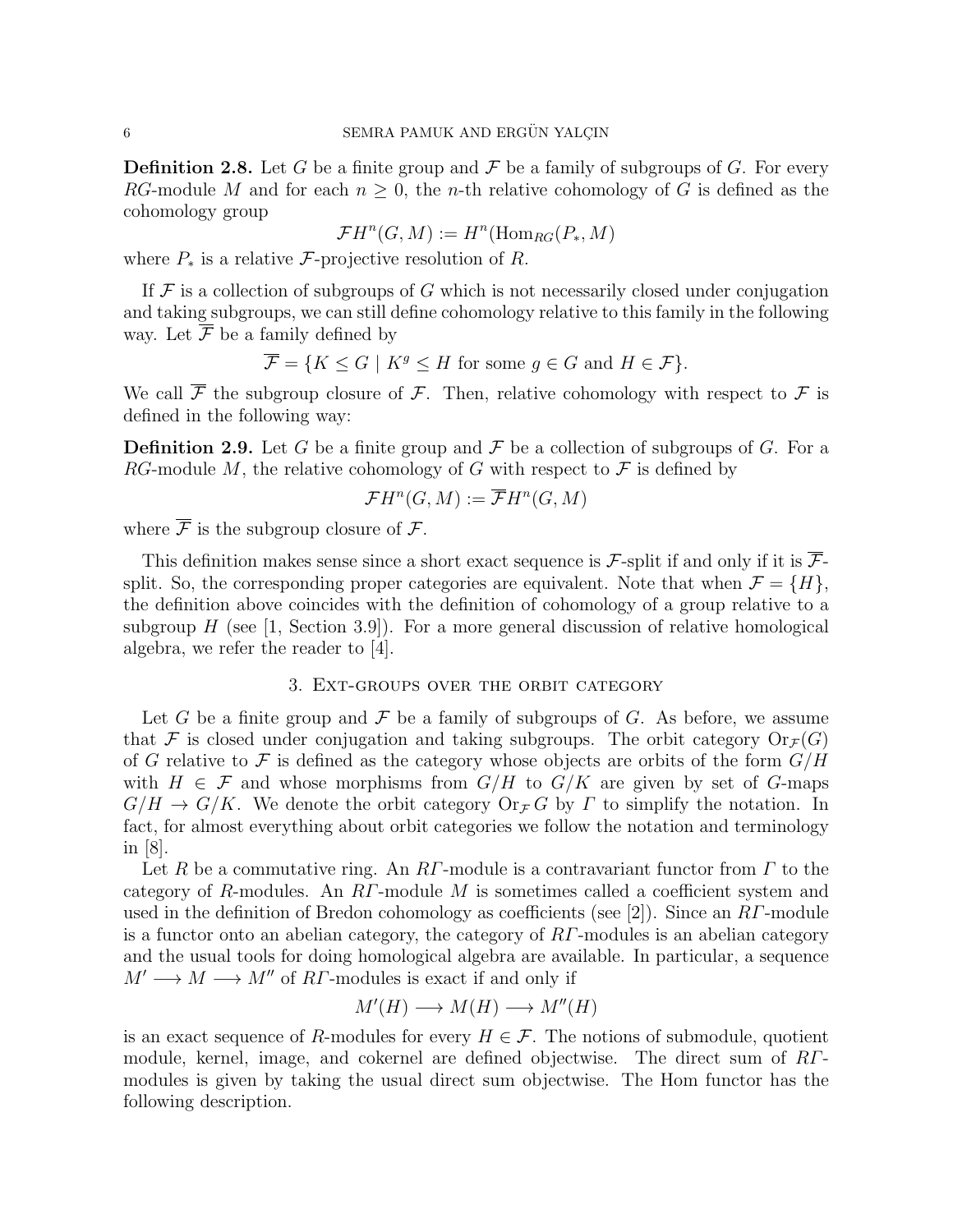**Definition 2.8.** Let $G$ be a finite group and $\mathcal{F}$ be a family of subgroups of $G$. For every $RG$-module $M$ and for each $n \geq 0$, the $n$-th relative cohomology of $G$ is defined as the cohomology group

$$\mathcal{F}H^n(G, M) := H^n(\operatorname{Hom}_{RG}(P_*, M)$$

where $P_*$ is a relative $\mathcal{F}$-projective resolution of $R$.

If $\mathcal{F}$ is a collection of subgroups of $G$ which is not necessarily closed under conjugation and taking subgroups, we can still define cohomology relative to this family in the following way. Let $\overline{\mathcal{F}}$ be a family defined by

$$\overline{\mathcal{F}} = \{K \leq G \mid K^g \leq H \text{ for some } g \in G \text{ and } H \in \mathcal{F}\}.$$

We call $\overline{\mathcal{F}}$ the subgroup closure of $\mathcal{F}$. Then, relative cohomology with respect to $\mathcal{F}$ is defined in the following way:

**Definition 2.9.** Let $G$ be a finite group and $\mathcal{F}$ be a collection of subgroups of $G$. For a $RG$-module $M$, the relative cohomology of $G$ with respect to $\mathcal{F}$ is defined by

$$\mathcal{F}H^n(G, M) := \overline{\mathcal{F}}H^n(G, M)$$

where $\overline{\mathcal{F}}$ is the subgroup closure of $\mathcal{F}$.

This definition makes sense since a short exact sequence is $\mathcal{F}$-split if and only if it is $\overline{\mathcal{F}}$-split. So, the corresponding proper categories are equivalent. Note that when $\mathcal{F} = \{H\}$, the definition above coincides with the definition of cohomology of a group relative to a subgroup $H$ (see [1, Section 3.9]). For a more general discussion of relative homological algebra, we refer the reader to [4].

## 3. Ext-groups over the orbit category

Let $G$ be a finite group and $\mathcal{F}$ be a family of subgroups of $G$. As before, we assume that $\mathcal{F}$ is closed under conjugation and taking subgroups. The orbit category $\operatorname{Or}_{\mathcal{F}}(G)$ of $G$ relative to $\mathcal{F}$ is defined as the category whose objects are orbits of the form $G/H$ with $H \in \mathcal{F}$ and whose morphisms from $G/H$ to $G/K$ are given by set of $G$-maps $G/H \to G/K$. We denote the orbit category $\operatorname{Or}_{\mathcal{F}} G$ by $\varGamma$ to simplify the notation. In fact, for almost everything about orbit categories we follow the notation and terminology in [8].

Let $R$ be a commutative ring. An $R\varGamma$-module is a contravariant functor from $\varGamma$ to the category of $R$-modules. An $R\varGamma$-module $M$ is sometimes called a coefficient system and used in the definition of Bredon cohomology as coefficients (see [2]). Since an $R\varGamma$-module is a functor onto an abelian category, the category of $R\varGamma$-modules is an abelian category and the usual tools for doing homological algebra are available. In particular, a sequence $M' \longrightarrow M \longrightarrow M''$ of $R\varGamma$-modules is exact if and only if

$$M'(H) \longrightarrow M(H) \longrightarrow M''(H)$$

is an exact sequence of $R$-modules for every $H \in \mathcal{F}$. The notions of submodule, quotient module, kernel, image, and cokernel are defined objectwise. The direct sum of $R\varGamma$-modules is given by taking the usual direct sum objectwise. The Hom functor has the following description.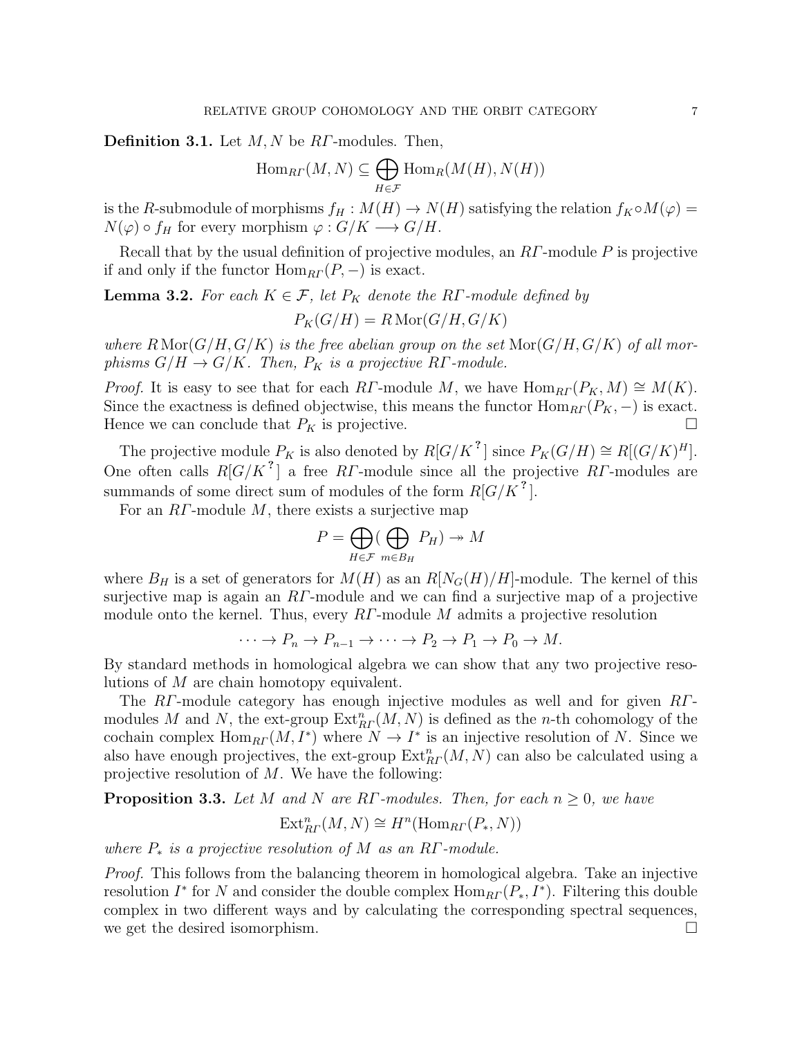**Definition 3.1.** Let $M, N$ be $R\Gamma$-modules. Then,

$$\operatorname{Hom}_{R\Gamma}(M,N) \subseteq \bigoplus_{H \in \mathcal{F}} \operatorname{Hom}_R(M(H), N(H))$$

is the $R$-submodule of morphisms $f_H : M(H) \to N(H)$ satisfying the relation $f_K \circ M(\varphi) = N(\varphi) \circ f_H$ for every morphism $\varphi : G/K \longrightarrow G/H$.

Recall that by the usual definition of projective modules, an $R\Gamma$-module $P$ is projective if and only if the functor $\operatorname{Hom}_{R\Gamma}(P, -)$ is exact.

**Lemma 3.2.** *For each $K \in \mathcal{F}$, let $P_K$ denote the $R\Gamma$-module defined by*

$$P_K(G/H) = R \operatorname{Mor}(G/H, G/K)$$

*where $R \operatorname{Mor}(G/H, G/K)$ is the free abelian group on the set $\operatorname{Mor}(G/H, G/K)$ of all morphisms $G/H \to G/K$. Then, $P_K$ is a projective $R\Gamma$-module.*

*Proof.* It is easy to see that for each $R\Gamma$-module $M$, we have $\operatorname{Hom}_{R\Gamma}(P_K, M) \cong M(K)$. Since the exactness is defined objectwise, this means the functor $\operatorname{Hom}_{R\Gamma}(P_K, -)$ is exact. Hence we can conclude that $P_K$ is projective. □

The projective module $P_K$ is also denoted by $R[G/K^?]$ since $P_K(G/H) \cong R[(G/K)^H]$. One often calls $R[G/K^?]$ a free $R\Gamma$-module since all the projective $R\Gamma$-modules are summands of some direct sum of modules of the form $R[G/K^?]$.

For an $R\Gamma$-module $M$, there exists a surjective map

$$P = \bigoplus_{H \in \mathcal{F}} \Big( \bigoplus_{m \in B_H} P_H \Big) \twoheadrightarrow M$$

where $B_H$ is a set of generators for $M(H)$ as an $R[N_G(H)/H]$-module. The kernel of this surjective map is again an $R\Gamma$-module and we can find a surjective map of a projective module onto the kernel. Thus, every $R\Gamma$-module $M$ admits a projective resolution

$$\cdots \to P_n \to P_{n-1} \to \cdots \to P_2 \to P_1 \to P_0 \to M.$$

By standard methods in homological algebra we can show that any two projective resolutions of $M$ are chain homotopy equivalent.

The $R\Gamma$-module category has enough injective modules as well and for given $R\Gamma$-modules $M$ and $N$, the ext-group $\operatorname{Ext}^n_{R\Gamma}(M, N)$ is defined as the $n$-th cohomology of the cochain complex $\operatorname{Hom}_{R\Gamma}(M, I^*)$ where $N \to I^*$ is an injective resolution of $N$. Since we also have enough projectives, the ext-group $\operatorname{Ext}^n_{R\Gamma}(M, N)$ can also be calculated using a projective resolution of $M$. We have the following:

**Proposition 3.3.** *Let $M$ and $N$ are $R\Gamma$-modules. Then, for each $n \geq 0$, we have*

$$\operatorname{Ext}^n_{R\Gamma}(M, N) \cong H^n(\operatorname{Hom}_{R\Gamma}(P_*, N))$$

*where $P_*$ is a projective resolution of $M$ as an $R\Gamma$-module.*

*Proof.* This follows from the balancing theorem in homological algebra. Take an injective resolution $I^*$ for $N$ and consider the double complex $\operatorname{Hom}_{R\Gamma}(P_*, I^*)$. Filtering this double complex in two different ways and by calculating the corresponding spectral sequences, we get the desired isomorphism. □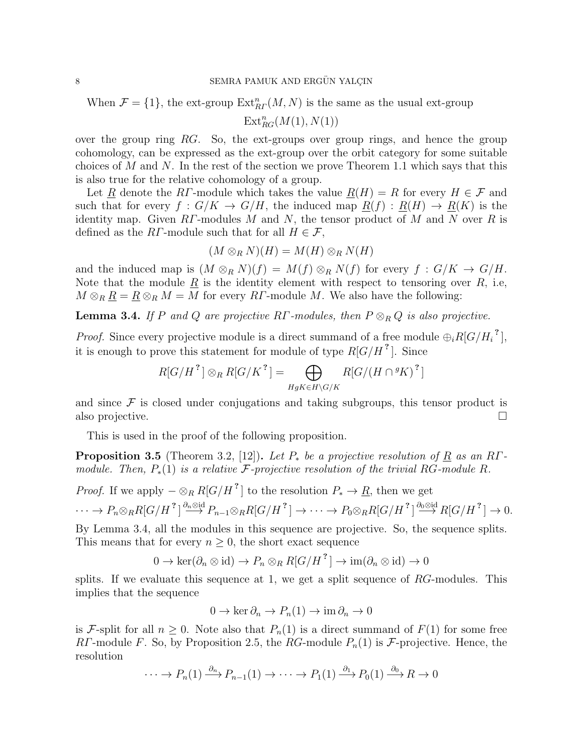When $\mathcal{F} = \{1\}$, the ext-group $\mathrm{Ext}^n_{R\Gamma}(M, N)$ is the same as the usual ext-group

$$\mathrm{Ext}^n_{RG}(M(1), N(1))$$

over the group ring $RG$. So, the ext-groups over group rings, and hence the group cohomology, can be expressed as the ext-group over the orbit category for some suitable choices of $M$ and $N$. In the rest of the section we prove Theorem 1.1 which says that this is also true for the relative cohomology of a group.

Let $\underline{R}$ denote the $R\Gamma$-module which takes the value $\underline{R}(H) = R$ for every $H \in \mathcal{F}$ and such that for every $f : G/K \to G/H$, the induced map $\underline{R}(f) : \underline{R}(H) \to \underline{R}(K)$ is the identity map. Given $R\Gamma$-modules $M$ and $N$, the tensor product of $M$ and $N$ over $R$ is defined as the $R\Gamma$-module such that for all $H \in \mathcal{F}$,

$$(M \otimes_R N)(H) = M(H) \otimes_R N(H)$$

and the induced map is $(M \otimes_R N)(f) = M(f) \otimes_R N(f)$ for every $f : G/K \to G/H$. Note that the module $\underline{R}$ is the identity element with respect to tensoring over $R$, i.e, $M \otimes_R \underline{R} = \underline{R} \otimes_R M = M$ for every $R\Gamma$-module $M$. We also have the following:

**Lemma 3.4.** *If $P$ and $Q$ are projective $R\Gamma$-modules, then $P \otimes_R Q$ is also projective.*

*Proof.* Since every projective module is a direct summand of a free module $\oplus_i R[G/H_i{}^?]$, it is enough to prove this statement for module of type $R[G/H^?]$. Since

$$R[G/H^?] \otimes_R R[G/K^?] = \bigoplus_{HgK \in H\backslash G/K} R[G/(H \cap {}^gK)^?]$$

and since $\mathcal{F}$ is closed under conjugations and taking subgroups, this tensor product is also projective. $\square$

This is used in the proof of the following proposition.

**Proposition 3.5** (Theorem 3.2, [12]). *Let $P_*$ be a projective resolution of $\underline{R}$ as an $R\Gamma$-module. Then, $P_*(1)$ is a relative $\mathcal{F}$-projective resolution of the trivial $RG$-module $R$.*

*Proof.* If we apply $- \otimes_R R[G/H^?]$ to the resolution $P_* \to \underline{R}$, then we get

$$\cdots \to P_n \otimes_R R[G/H^?] \xrightarrow{\partial_n \otimes \mathrm{id}} P_{n-1} \otimes_R R[G/H^?] \to \cdots \to P_0 \otimes_R R[G/H^?] \xrightarrow{\partial_0 \otimes \mathrm{id}} R[G/H^?] \to 0.$$

By Lemma 3.4, all the modules in this sequence are projective. So, the sequence splits. This means that for every $n \geq 0$, the short exact sequence

$$0 \to \ker(\partial_n \otimes \mathrm{id}) \to P_n \otimes_R R[G/H^?] \to \mathrm{im}(\partial_n \otimes \mathrm{id}) \to 0$$

splits. If we evaluate this sequence at 1, we get a split sequence of $RG$-modules. This implies that the sequence

$$0 \to \ker \partial_n \to P_n(1) \to \mathrm{im}\, \partial_n \to 0$$

is $\mathcal{F}$-split for all $n \geq 0$. Note also that $P_n(1)$ is a direct summand of $F(1)$ for some free $R\Gamma$-module $F$. So, by Proposition 2.5, the $RG$-module $P_n(1)$ is $\mathcal{F}$-projective. Hence, the resolution

$$\cdots \to P_n(1) \xrightarrow{\partial_n} P_{n-1}(1) \to \cdots \to P_1(1) \xrightarrow{\partial_1} P_0(1) \xrightarrow{\partial_0} R \to 0$$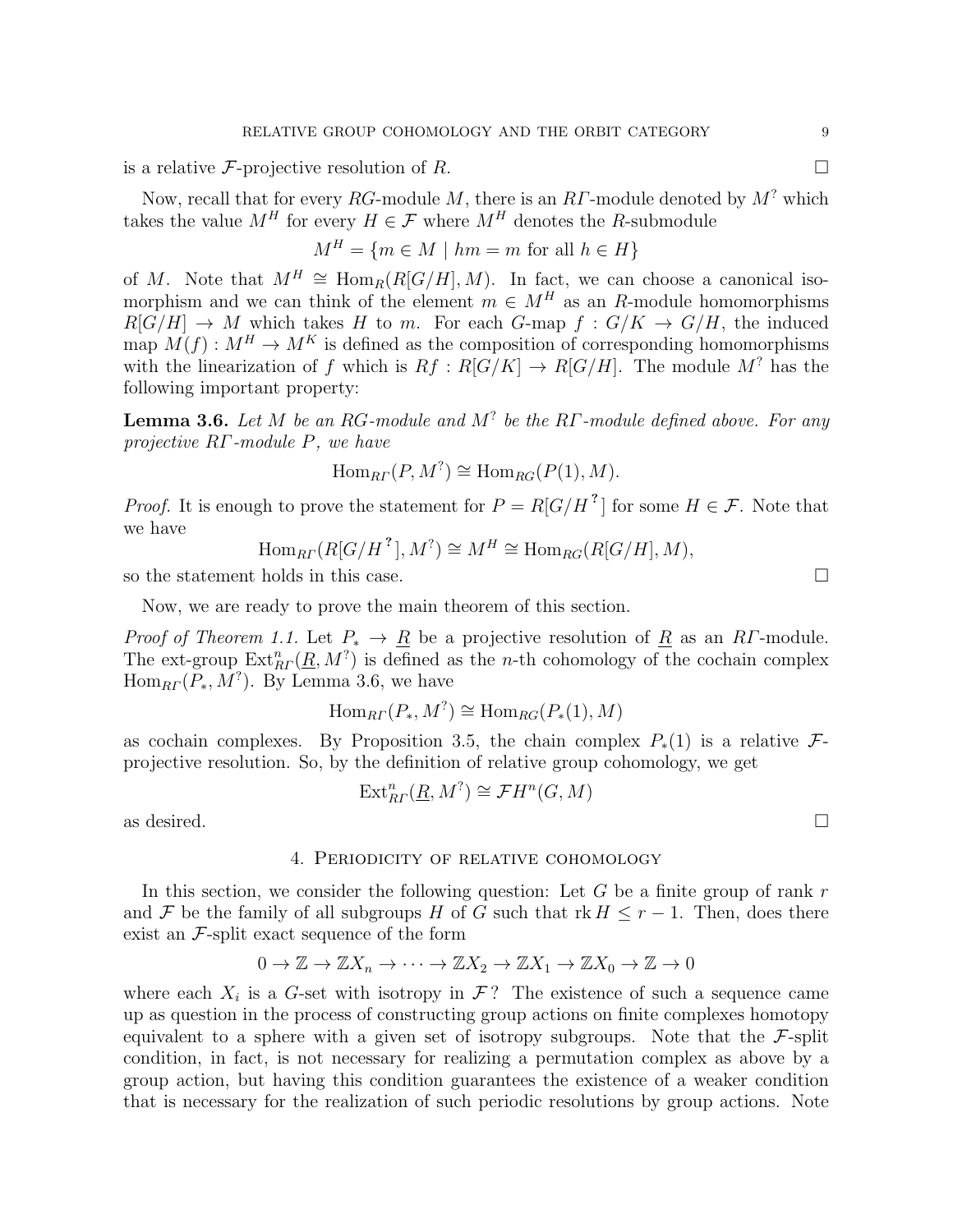is a relative $\mathcal{F}$-projective resolution of $R$. $\square$

Now, recall that for every $RG$-module $M$, there is an $R\Gamma$-module denoted by $M^?$ which takes the value $M^H$ for every $H \in \mathcal{F}$ where $M^H$ denotes the $R$-submodule

$$M^H = \{m \in M \mid hm = m \text{ for all } h \in H\}$$

of $M$. Note that $M^H \cong \operatorname{Hom}_R(R[G/H], M)$. In fact, we can choose a canonical isomorphism and we can think of the element $m \in M^H$ as an $R$-module homomorphisms $R[G/H] \to M$ which takes $H$ to $m$. For each $G$-map $f : G/K \to G/H$, the induced map $M(f) : M^H \to M^K$ is defined as the composition of corresponding homomorphisms with the linearization of $f$ which is $Rf : R[G/K] \to R[G/H]$. The module $M^?$ has the following important property:

**Lemma 3.6.** *Let $M$ be an $RG$-module and $M^?$ be the $R\Gamma$-module defined above. For any projective $R\Gamma$-module $P$, we have*

$$\operatorname{Hom}_{R\Gamma}(P, M^?) \cong \operatorname{Hom}_{RG}(P(1), M).$$

*Proof.* It is enough to prove the statement for $P = R[G/H^?]$ for some $H \in \mathcal{F}$. Note that we have

$$\operatorname{Hom}_{R\Gamma}(R[G/H^?], M^?) \cong M^H \cong \operatorname{Hom}_{RG}(R[G/H], M),$$

so the statement holds in this case. $\square$

Now, we are ready to prove the main theorem of this section.

*Proof of Theorem 1.1.* Let $P_* \to \underline{R}$ be a projective resolution of $\underline{R}$ as an $R\Gamma$-module. The ext-group $\operatorname{Ext}^n_{R\Gamma}(\underline{R}, M^?)$ is defined as the $n$-th cohomology of the cochain complex $\operatorname{Hom}_{R\Gamma}(P_*, M^?)$. By Lemma 3.6, we have

$$\operatorname{Hom}_{R\Gamma}(P_*, M^?) \cong \operatorname{Hom}_{RG}(P_*(1), M)$$

as cochain complexes. By Proposition 3.5, the chain complex $P_*(1)$ is a relative $\mathcal{F}$-projective resolution. So, by the definition of relative group cohomology, we get

$$\operatorname{Ext}^n_{R\Gamma}(\underline{R}, M^?) \cong \mathcal{F}H^n(G, M)$$

as desired. $\square$

## 4. Periodicity of relative cohomology

In this section, we consider the following question: Let $G$ be a finite group of rank $r$ and $\mathcal{F}$ be the family of all subgroups $H$ of $G$ such that $\operatorname{rk} H \leq r-1$. Then, does there exist an $\mathcal{F}$-split exact sequence of the form

$$0 \to \mathbb{Z} \to \mathbb{Z}X_n \to \cdots \to \mathbb{Z}X_2 \to \mathbb{Z}X_1 \to \mathbb{Z}X_0 \to \mathbb{Z} \to 0$$

where each $X_i$ is a $G$-set with isotropy in $\mathcal{F}$? The existence of such a sequence came up as question in the process of constructing group actions on finite complexes homotopy equivalent to a sphere with a given set of isotropy subgroups. Note that the $\mathcal{F}$-split condition, in fact, is not necessary for realizing a permutation complex as above by a group action, but having this condition guarantees the existence of a weaker condition that is necessary for the realization of such periodic resolutions by group actions. Note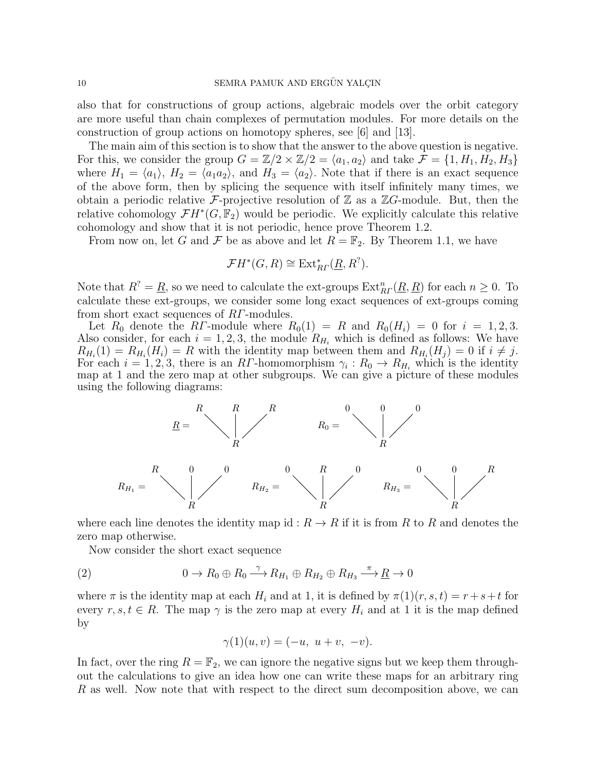also that for constructions of group actions, algebraic models over the orbit category are more useful than chain complexes of permutation modules. For more details on the construction of group actions on homotopy spheres, see [6] and [13].

The main aim of this section is to show that the answer to the above question is negative. For this, we consider the group $G = \mathbb{Z}/2 \times \mathbb{Z}/2 = \langle a_1, a_2 \rangle$ and take $\mathcal{F} = \{1, H_1, H_2, H_3\}$ where $H_1 = \langle a_1 \rangle$, $H_2 = \langle a_1 a_2 \rangle$, and $H_3 = \langle a_2 \rangle$. Note that if there is an exact sequence of the above form, then by splicing the sequence with itself infinitely many times, we obtain a periodic relative $\mathcal{F}$-projective resolution of $\mathbb{Z}$ as a $\mathbb{Z}G$-module. But, then the relative cohomology $\mathcal{F}H^*(G, \mathbb{F}_2)$ would be periodic. We explicitly calculate this relative cohomology and show that it is not periodic, hence prove Theorem 1.2.

From now on, let $G$ and $\mathcal{F}$ be as above and let $R = \mathbb{F}_2$. By Theorem 1.1, we have

$$\mathcal{F}H^*(G, R) \cong \operatorname{Ext}^*_{R\varGamma}(\underline{R}, R^?).$$

Note that $R^? = \underline{R}$, so we need to calculate the ext-groups $\operatorname{Ext}^n_{R\varGamma}(\underline{R}, \underline{R})$ for each $n \geq 0$. To calculate these ext-groups, we consider some long exact sequences of ext-groups coming from short exact sequences of $R\varGamma$-modules.

Let $R_0$ denote the $R\varGamma$-module where $R_0(1) = R$ and $R_0(H_i) = 0$ for $i = 1, 2, 3$. Also consider, for each $i = 1, 2, 3$, the module $R_{H_i}$ which is defined as follows: We have $R_{H_i}(1) = R_{H_i}(H_i) = R$ with the identity map between them and $R_{H_i}(H_j) = 0$ if $i \neq j$. For each $i = 1, 2, 3$, there is an $R\varGamma$-homomorphism $\gamma_i : R_0 \to R_{H_i}$ which is the identity map at 1 and the zero map at other subgroups. We can give a picture of these modules using the following diagrams:

$$\underline{R} = \begin{array}{ccc} R & R & R \\ \diagdown & | & \diagup \\ & R & \end{array} \qquad R_0 = \begin{array}{ccc} 0 & 0 & 0 \\ \diagdown & | & \diagup \\ & R & \end{array}$$

$$R_{H_1} = \begin{array}{ccc} R & 0 & 0 \\ \diagdown & | & \diagup \\ & R & \end{array} \qquad R_{H_2} = \begin{array}{ccc} 0 & R & 0 \\ \diagdown & | & \diagup \\ & R & \end{array} \qquad R_{H_3} = \begin{array}{ccc} 0 & 0 & R \\ \diagdown & | & \diagup \\ & R & \end{array}$$

where each line denotes the identity map $\mathrm{id} : R \to R$ if it is from $R$ to $R$ and denotes the zero map otherwise.

Now consider the short exact sequence

$$0 \to R_0 \oplus R_0 \xrightarrow{\gamma} R_{H_1} \oplus R_{H_2} \oplus R_{H_3} \xrightarrow{\pi} \underline{R} \to 0 \tag{2}$$

where $\pi$ is the identity map at each $H_i$ and at 1, it is defined by $\pi(1)(r, s, t) = r + s + t$ for every $r, s, t \in R$. The map $\gamma$ is the zero map at every $H_i$ and at 1 it is the map defined by

$$\gamma(1)(u, v) = (-u,\ u + v,\ -v).$$

In fact, over the ring $R = \mathbb{F}_2$, we can ignore the negative signs but we keep them throughout the calculations to give an idea how one can write these maps for an arbitrary ring $R$ as well. Now note that with respect to the direct sum decomposition above, we can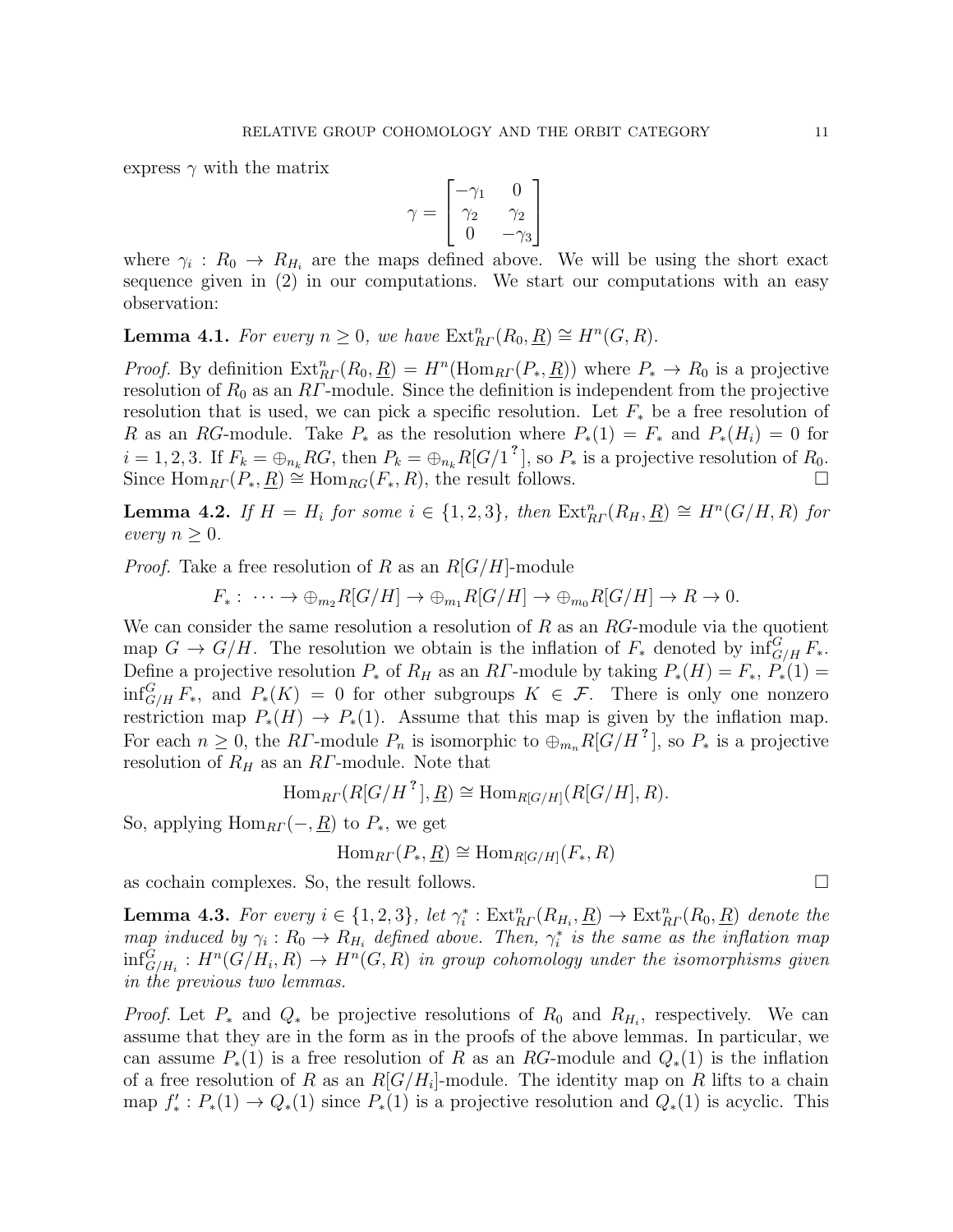express $\gamma$ with the matrix

$$\gamma = \begin{bmatrix} -\gamma_1 & 0 \\ \gamma_2 & \gamma_2 \\ 0 & -\gamma_3 \end{bmatrix}$$

where $\gamma_i : R_0 \to R_{H_i}$ are the maps defined above. We will be using the short exact sequence given in (2) in our computations. We start our computations with an easy observation:

**Lemma 4.1.** *For every $n \geq 0$, we have $\mathrm{Ext}^n_{R\Gamma}(R_0, \underline{R}) \cong H^n(G, R)$.*

*Proof.* By definition $\mathrm{Ext}^n_{R\Gamma}(R_0, \underline{R}) = H^n(\mathrm{Hom}_{R\Gamma}(P_*, \underline{R}))$ where $P_* \to R_0$ is a projective resolution of $R_0$ as an $R\Gamma$-module. Since the definition is independent from the projective resolution that is used, we can pick a specific resolution. Let $F_*$ be a free resolution of $R$ as an $RG$-module. Take $P_*$ as the resolution where $P_*(1) = F_*$ and $P_*(H_i) = 0$ for $i = 1, 2, 3$. If $F_k = \oplus_{n_k} RG$, then $P_k = \oplus_{n_k} R[G/1^?]$, so $P_*$ is a projective resolution of $R_0$. Since $\mathrm{Hom}_{R\Gamma}(P_*, \underline{R}) \cong \mathrm{Hom}_{RG}(F_*, R)$, the result follows. □

**Lemma 4.2.** *If $H = H_i$ for some $i \in \{1, 2, 3\}$, then $\mathrm{Ext}^n_{R\Gamma}(R_H, \underline{R}) \cong H^n(G/H, R)$ for every $n \geq 0$.*

*Proof.* Take a free resolution of $R$ as an $R[G/H]$-module

$$F_* : \ \cdots \to \oplus_{m_2} R[G/H] \to \oplus_{m_1} R[G/H] \to \oplus_{m_0} R[G/H] \to R \to 0.$$

We can consider the same resolution a resolution of $R$ as an $RG$-module via the quotient map $G \to G/H$. The resolution we obtain is the inflation of $F_*$ denoted by $\inf^G_{G/H} F_*$. Define a projective resolution $P_*$ of $R_H$ as an $R\Gamma$-module by taking $P_*(H) = F_*$, $P_*(1) = \inf^G_{G/H} F_*$, and $P_*(K) = 0$ for other subgroups $K \in \mathcal{F}$. There is only one nonzero restriction map $P_*(H) \to P_*(1)$. Assume that this map is given by the inflation map. For each $n \geq 0$, the $R\Gamma$-module $P_n$ is isomorphic to $\oplus_{m_n} R[G/H^?]$, so $P_*$ is a projective resolution of $R_H$ as an $R\Gamma$-module. Note that

$$\mathrm{Hom}_{R\Gamma}(R[G/H^?], \underline{R}) \cong \mathrm{Hom}_{R[G/H]}(R[G/H], R).$$

So, applying $\mathrm{Hom}_{R\Gamma}(-, \underline{R})$ to $P_*$, we get

$$\mathrm{Hom}_{R\Gamma}(P_*, \underline{R}) \cong \mathrm{Hom}_{R[G/H]}(F_*, R)$$

as cochain complexes. So, the result follows. □

**Lemma 4.3.** *For every $i \in \{1, 2, 3\}$, let $\gamma_i^* : \mathrm{Ext}^n_{R\Gamma}(R_{H_i}, \underline{R}) \to \mathrm{Ext}^n_{R\Gamma}(R_0, \underline{R})$ denote the map induced by $\gamma_i : R_0 \to R_{H_i}$ defined above. Then, $\gamma_i^*$ is the same as the inflation map $\inf^G_{G/H_i} : H^n(G/H_i, R) \to H^n(G, R)$ in group cohomology under the isomorphisms given in the previous two lemmas.*

*Proof.* Let $P_*$ and $Q_*$ be projective resolutions of $R_0$ and $R_{H_i}$, respectively. We can assume that they are in the form as in the proofs of the above lemmas. In particular, we can assume $P_*(1)$ is a free resolution of $R$ as an $RG$-module and $Q_*(1)$ is the inflation of a free resolution of $R$ as an $R[G/H_i]$-module. The identity map on $R$ lifts to a chain map $f'_* : P_*(1) \to Q_*(1)$ since $P_*(1)$ is a projective resolution and $Q_*(1)$ is acyclic. This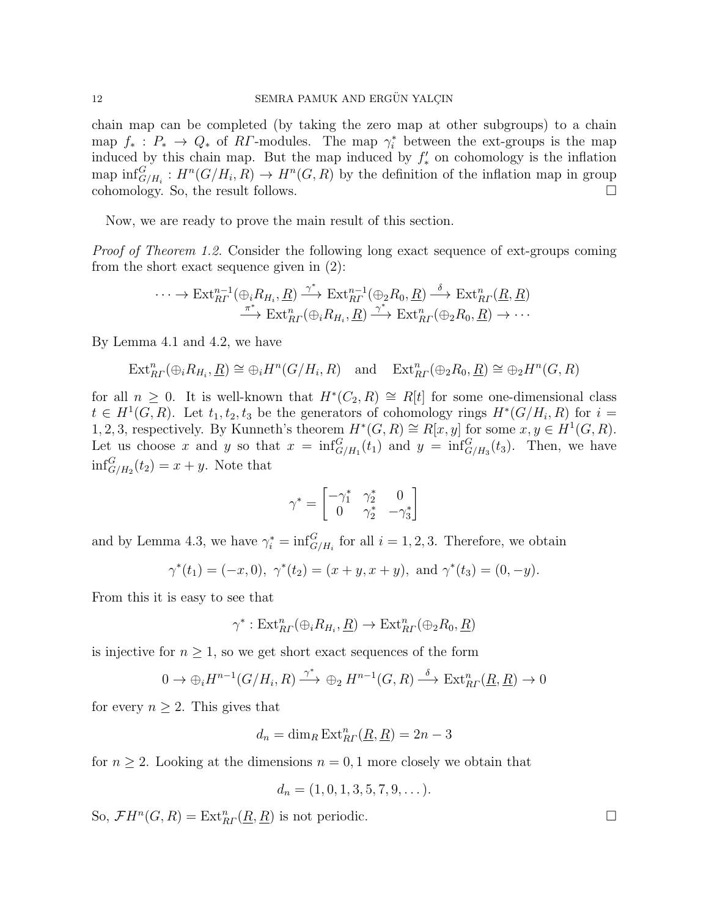chain map can be completed (by taking the zero map at other subgroups) to a chain map $f_* : P_* \to Q_*$ of $R\Gamma$-modules. The map $\gamma_i^*$ between the ext-groups is the map induced by this chain map. But the map induced by $f'_*$ on cohomology is the inflation map $\inf_{G/H_i}^G : H^n(G/H_i, R) \to H^n(G, R)$ by the definition of the inflation map in group cohomology. So, the result follows. □

Now, we are ready to prove the main result of this section.

*Proof of Theorem 1.2.* Consider the following long exact sequence of ext-groups coming from the short exact sequence given in (2):

$$\cdots \to \operatorname{Ext}^{n-1}_{R\Gamma}(\oplus_i R_{H_i}, \underline{R}) \xrightarrow{\gamma^*} \operatorname{Ext}^{n-1}_{R\Gamma}(\oplus_2 R_0, \underline{R}) \xrightarrow{\delta} \operatorname{Ext}^{n}_{R\Gamma}(\underline{R}, \underline{R})$$
$$\xrightarrow{\pi^*} \operatorname{Ext}^{n}_{R\Gamma}(\oplus_i R_{H_i}, \underline{R}) \xrightarrow{\gamma^*} \operatorname{Ext}^{n}_{R\Gamma}(\oplus_2 R_0, \underline{R}) \to \cdots$$

By Lemma 4.1 and 4.2, we have

$$\operatorname{Ext}^n_{R\Gamma}(\oplus_i R_{H_i}, \underline{R}) \cong \oplus_i H^n(G/H_i, R) \quad \text{and} \quad \operatorname{Ext}^n_{R\Gamma}(\oplus_2 R_0, \underline{R}) \cong \oplus_2 H^n(G, R)$$

for all $n \geq 0$. It is well-known that $H^*(C_2, R) \cong R[t]$ for some one-dimensional class $t \in H^1(G, R)$. Let $t_1, t_2, t_3$ be the generators of cohomology rings $H^*(G/H_i, R)$ for $i = 1, 2, 3$, respectively. By Kunneth's theorem $H^*(G, R) \cong R[x, y]$ for some $x, y \in H^1(G, R)$. Let us choose $x$ and $y$ so that $x = \inf_{G/H_1}^G(t_1)$ and $y = \inf_{G/H_3}^G(t_3)$. Then, we have $\inf_{G/H_2}^G(t_2) = x + y$. Note that

$$\gamma^* = \begin{bmatrix} -\gamma_1^* & \gamma_2^* & 0 \\ 0 & \gamma_2^* & -\gamma_3^* \end{bmatrix}$$

and by Lemma 4.3, we have $\gamma_i^* = \inf_{G/H_i}^G$ for all $i = 1, 2, 3$. Therefore, we obtain

$$\gamma^*(t_1) = (-x, 0), \ \gamma^*(t_2) = (x + y, x + y), \text{ and } \gamma^*(t_3) = (0, -y).$$

From this it is easy to see that

$$\gamma^* : \operatorname{Ext}^n_{R\Gamma}(\oplus_i R_{H_i}, \underline{R}) \to \operatorname{Ext}^n_{R\Gamma}(\oplus_2 R_0, \underline{R})$$

is injective for $n \geq 1$, so we get short exact sequences of the form

$$0 \to \oplus_i H^{n-1}(G/H_i, R) \xrightarrow{\gamma^*} \oplus_2 H^{n-1}(G, R) \xrightarrow{\delta} \operatorname{Ext}^n_{R\Gamma}(\underline{R}, \underline{R}) \to 0$$

for every $n \geq 2$. This gives that

$$d_n = \dim_R \operatorname{Ext}^n_{R\Gamma}(\underline{R}, \underline{R}) = 2n - 3$$

for $n \geq 2$. Looking at the dimensions $n = 0, 1$ more closely we obtain that

$$d_n = (1, 0, 1, 3, 5, 7, 9, \dots).$$

So, $\mathcal{F}H^n(G, R) = \operatorname{Ext}^n_{R\Gamma}(\underline{R}, \underline{R})$ is not periodic. □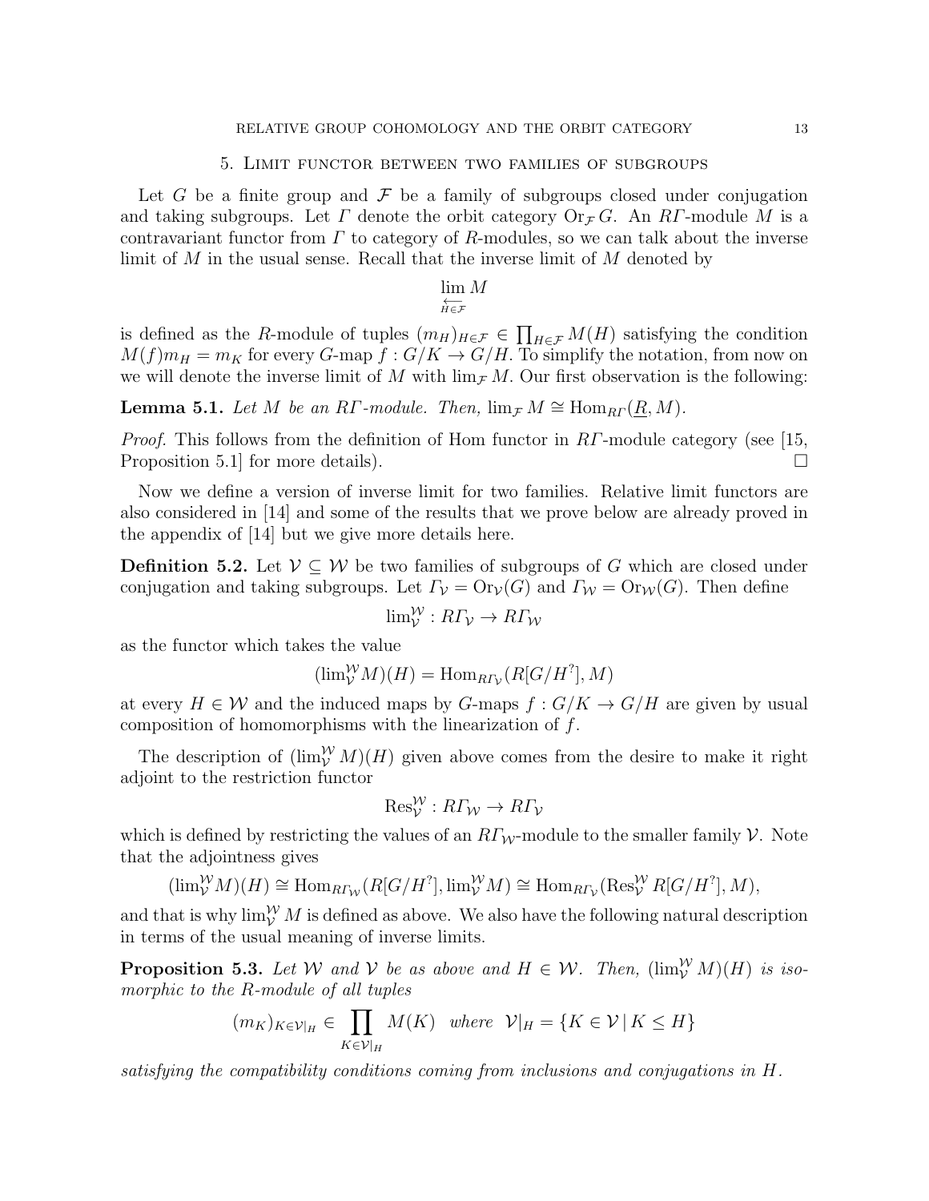## 5. Limit functor between two families of subgroups

Let $G$ be a finite group and $\mathcal{F}$ be a family of subgroups closed under conjugation and taking subgroups. Let $\varGamma$ denote the orbit category $\mathrm{Or}_{\mathcal{F}} G$. An $R\varGamma$-module $M$ is a contravariant functor from $\varGamma$ to category of $R$-modules, so we can talk about the inverse limit of $M$ in the usual sense. Recall that the inverse limit of $M$ denoted by

$$\lim_{\substack{\longleftarrow \\ H \in \mathcal{F}}} M$$

is defined as the $R$-module of tuples $(m_H)_{H\in\mathcal{F}} \in \prod_{H\in\mathcal{F}} M(H)$ satisfying the condition $M(f)m_H = m_K$ for every $G$-map $f : G/K \to G/H$. To simplify the notation, from now on we will denote the inverse limit of $M$ with $\lim_{\mathcal{F}} M$. Our first observation is the following:

**Lemma 5.1.** *Let $M$ be an $R\varGamma$-module. Then, $\lim_{\mathcal{F}} M \cong \mathrm{Hom}_{R\varGamma}(\underline{R}, M)$.*

*Proof.* This follows from the definition of Hom functor in $R\varGamma$-module category (see [15, Proposition 5.1] for more details). □

Now we define a version of inverse limit for two families. Relative limit functors are also considered in [14] and some of the results that we prove below are already proved in the appendix of [14] but we give more details here.

**Definition 5.2.** Let $\mathcal{V} \subseteq \mathcal{W}$ be two families of subgroups of $G$ which are closed under conjugation and taking subgroups. Let $\varGamma_{\mathcal{V}} = \mathrm{Or}_{\mathcal{V}}(G)$ and $\varGamma_{\mathcal{W}} = \mathrm{Or}_{\mathcal{W}}(G)$. Then define

$$\lim{}_{\mathcal{V}}^{\mathcal{W}} : R\varGamma_{\mathcal{V}} \to R\varGamma_{\mathcal{W}}$$

as the functor which takes the value

$$(\lim{}_{\mathcal{V}}^{\mathcal{W}} M)(H) = \mathrm{Hom}_{R\varGamma_{\mathcal{V}}}(R[G/H^?], M)$$

at every $H \in \mathcal{W}$ and the induced maps by $G$-maps $f : G/K \to G/H$ are given by usual composition of homomorphisms with the linearization of $f$.

The description of $(\lim_{\mathcal{V}}^{\mathcal{W}} M)(H)$ given above comes from the desire to make it right adjoint to the restriction functor

$$\mathrm{Res}_{\mathcal{V}}^{\mathcal{W}} : R\varGamma_{\mathcal{W}} \to R\varGamma_{\mathcal{V}}$$

which is defined by restricting the values of an $R\varGamma_{\mathcal{W}}$-module to the smaller family $\mathcal{V}$. Note that the adjointness gives

$$(\lim{}_{\mathcal{V}}^{\mathcal{W}} M)(H) \cong \mathrm{Hom}_{R\varGamma_{\mathcal{W}}}(R[G/H^?], \lim{}_{\mathcal{V}}^{\mathcal{W}} M) \cong \mathrm{Hom}_{R\varGamma_{\mathcal{V}}}(\mathrm{Res}_{\mathcal{V}}^{\mathcal{W}} R[G/H^?], M),$$

and that is why $\lim_{\mathcal{V}}^{\mathcal{W}} M$ is defined as above. We also have the following natural description in terms of the usual meaning of inverse limits.

**Proposition 5.3.** *Let $\mathcal{W}$ and $\mathcal{V}$ be as above and $H \in \mathcal{W}$. Then, $(\lim_{\mathcal{V}}^{\mathcal{W}} M)(H)$ is isomorphic to the $R$-module of all tuples*

$$(m_K)_{K\in\mathcal{V}|_H} \in \prod_{K\in\mathcal{V}|_H} M(K) \quad \text{where} \quad \mathcal{V}|_H = \{K \in \mathcal{V} \mid K \leq H\}$$

*satisfying the compatibility conditions coming from inclusions and conjugations in $H$.*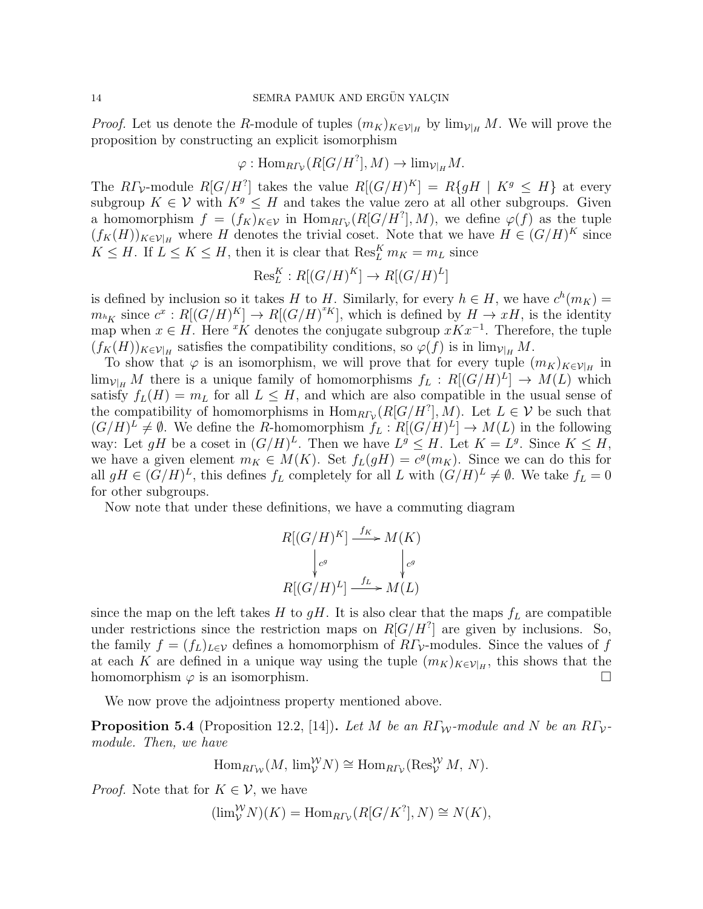*Proof.* Let us denote the $R$-module of tuples $(m_K)_{K\in\mathcal{V}_{|H}}$ by $\lim_{\mathcal{V}_{|H}} M$. We will prove the proposition by constructing an explicit isomorphism

$$\varphi : \mathrm{Hom}_{R\Gamma_{\mathcal{V}}}(R[G/H^?], M) \to \lim_{\mathcal{V}_{|H}} M.$$

The $R\Gamma_{\mathcal{V}}$-module $R[G/H^?]$ takes the value $R[(G/H)^K] = R\{gH \mid K^g \leq H\}$ at every subgroup $K \in \mathcal{V}$ with $K^g \leq H$ and takes the value zero at all other subgroups. Given a homomorphism $f = (f_K)_{K\in\mathcal{V}}$ in $\mathrm{Hom}_{R\Gamma_{\mathcal{V}}}(R[G/H^?], M)$, we define $\varphi(f)$ as the tuple $(f_K(H))_{K\in\mathcal{V}_{|H}}$ where $H$ denotes the trivial coset. Note that we have $H \in (G/H)^K$ since $K \leq H$. If $L \leq K \leq H$, then it is clear that $\mathrm{Res}^K_L\, m_K = m_L$ since

$$\mathrm{Res}^K_L : R[(G/H)^K] \to R[(G/H)^L]$$

is defined by inclusion so it takes $H$ to $H$. Similarly, for every $h \in H$, we have $c^h(m_K) = m_{{}^hK}$ since $c^x : R[(G/H)^K] \to R[(G/H)^{{}^xK}]$, which is defined by $H \to xH$, is the identity map when $x \in H$. Here ${}^xK$ denotes the conjugate subgroup $xKx^{-1}$. Therefore, the tuple $(f_K(H))_{K\in\mathcal{V}_{|H}}$ satisfies the compatibility conditions, so $\varphi(f)$ is in $\lim_{\mathcal{V}_{|H}} M$.

To show that $\varphi$ is an isomorphism, we will prove that for every tuple $(m_K)_{K\in\mathcal{V}_{|H}}$ in $\lim_{\mathcal{V}_{|H}} M$ there is a unique family of homomorphisms $f_L : R[(G/H)^L] \to M(L)$ which satisfy $f_L(H) = m_L$ for all $L \leq H$, and which are also compatible in the usual sense of the compatibility of homomorphisms in $\mathrm{Hom}_{R\Gamma_{\mathcal{V}}}(R[G/H^?], M)$. Let $L \in \mathcal{V}$ be such that $(G/H)^L \neq \emptyset$. We define the $R$-homomorphism $f_L : R[(G/H)^L] \to M(L)$ in the following way: Let $gH$ be a coset in $(G/H)^L$. Then we have $L^g \leq H$. Let $K = L^g$. Since $K \leq H$, we have a given element $m_K \in M(K)$. Set $f_L(gH) = c^g(m_K)$. Since we can do this for all $gH \in (G/H)^L$, this defines $f_L$ completely for all $L$ with $(G/H)^L \neq \emptyset$. We take $f_L = 0$ for other subgroups.

Now note that under these definitions, we have a commuting diagram

$$\begin{array}{ccc} R[(G/H)^K] & \xrightarrow{f_K} & M(K) \\ \downarrow{\scriptstyle c^g} & & \downarrow{\scriptstyle c^g} \\ R[(G/H)^L] & \xrightarrow{f_L} & M(L) \end{array}$$

since the map on the left takes $H$ to $gH$. It is also clear that the maps $f_L$ are compatible under restrictions since the restriction maps on $R[G/H^?]$ are given by inclusions. So, the family $f = (f_L)_{L\in\mathcal{V}}$ defines a homomorphism of $R\Gamma_{\mathcal{V}}$-modules. Since the values of $f$ at each $K$ are defined in a unique way using the tuple $(m_K)_{K\in\mathcal{V}_{|H}}$, this shows that the homomorphism $\varphi$ is an isomorphism. $\square$

We now prove the adjointness property mentioned above.

**Proposition 5.4** (Proposition 12.2, [14])**.** *Let $M$ be an $R\Gamma_{\mathcal{W}}$-module and $N$ be an $R\Gamma_{\mathcal{V}}$-module. Then, we have*

$$\mathrm{Hom}_{R\Gamma_{\mathcal{W}}}(M,\, \lim\nolimits^{\mathcal{W}}_{\mathcal{V}} N) \cong \mathrm{Hom}_{R\Gamma_{\mathcal{V}}}(\mathrm{Res}^{\mathcal{W}}_{\mathcal{V}}\, M,\, N).$$

*Proof.* Note that for $K \in \mathcal{V}$, we have

$$(\lim\nolimits^{\mathcal{W}}_{\mathcal{V}} N)(K) = \mathrm{Hom}_{R\Gamma_{\mathcal{V}}}(R[G/K^?], N) \cong N(K),$$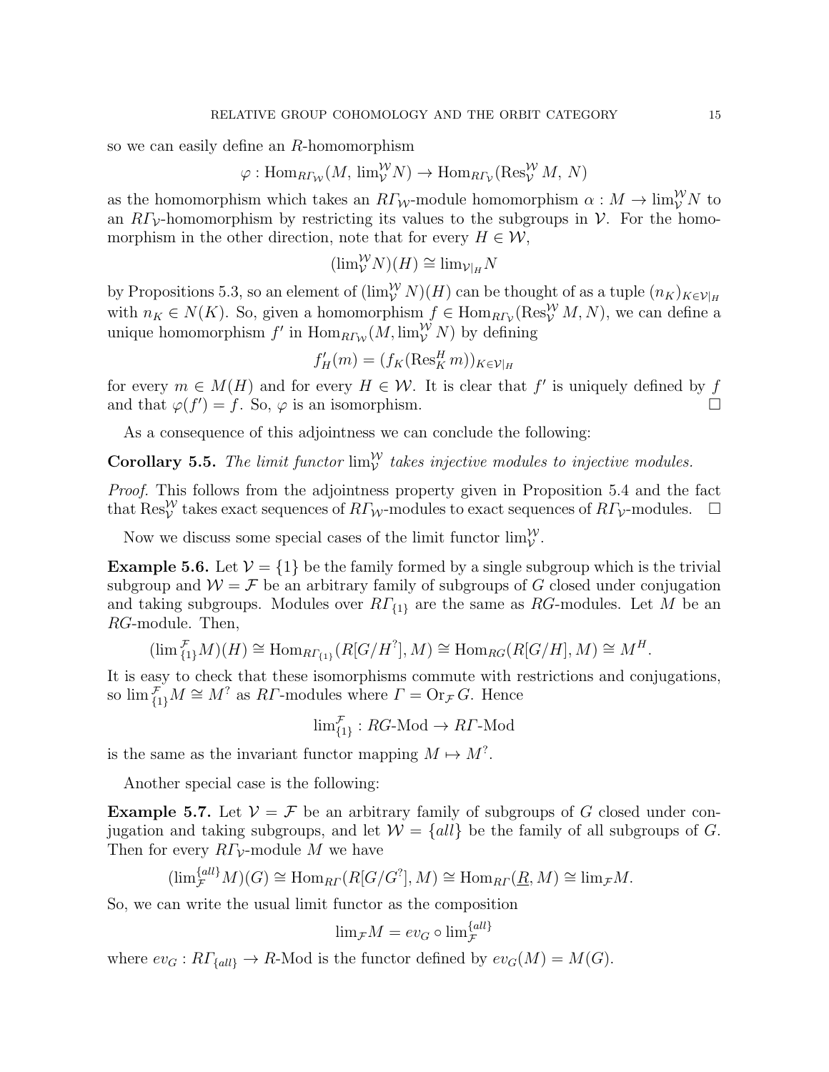so we can easily define an $R$-homomorphism

$$\varphi : \mathrm{Hom}_{R\Gamma_{\mathcal{W}}}(M,\, \lim_{\mathcal{V}}^{\mathcal{W}} N) \to \mathrm{Hom}_{R\Gamma_{\mathcal{V}}}(\mathrm{Res}_{\mathcal{V}}^{\mathcal{W}} M,\, N)$$

as the homomorphism which takes an $R\Gamma_{\mathcal{W}}$-module homomorphism $\alpha : M \to \lim_{\mathcal{V}}^{\mathcal{W}} N$ to an $R\Gamma_{\mathcal{V}}$-homomorphism by restricting its values to the subgroups in $\mathcal{V}$. For the homomorphism in the other direction, note that for every $H \in \mathcal{W}$,

$$(\lim_{\mathcal{V}}^{\mathcal{W}} N)(H) \cong \lim_{\mathcal{V}|_H} N$$

by Propositions 5.3, so an element of $(\lim_{\mathcal{V}}^{\mathcal{W}} N)(H)$ can be thought of as a tuple $(n_K)_{K \in \mathcal{V}|_H}$ with $n_K \in N(K)$. So, given a homomorphism $f \in \mathrm{Hom}_{R\Gamma_{\mathcal{V}}}(\mathrm{Res}_{\mathcal{V}}^{\mathcal{W}} M, N)$, we can define a unique homomorphism $f'$ in $\mathrm{Hom}_{R\Gamma_{\mathcal{W}}}(M, \lim_{\mathcal{V}}^{\mathcal{W}} N)$ by defining

$$f'_H(m) = (f_K(\mathrm{Res}_K^H m))_{K \in \mathcal{V}|_H}$$

for every $m \in M(H)$ and for every $H \in \mathcal{W}$. It is clear that $f'$ is uniquely defined by $f$ and that $\varphi(f') = f$. So, $\varphi$ is an isomorphism. □

As a consequence of this adjointness we can conclude the following:

**Corollary 5.5.** *The limit functor $\lim_{\mathcal{V}}^{\mathcal{W}}$ takes injective modules to injective modules.*

*Proof.* This follows from the adjointness property given in Proposition 5.4 and the fact that $\mathrm{Res}_{\mathcal{V}}^{\mathcal{W}}$ takes exact sequences of $R\Gamma_{\mathcal{W}}$-modules to exact sequences of $R\Gamma_{\mathcal{V}}$-modules. □

Now we discuss some special cases of the limit functor $\lim_{\mathcal{V}}^{\mathcal{W}}$.

**Example 5.6.** Let $\mathcal{V} = \{1\}$ be the family formed by a single subgroup which is the trivial subgroup and $\mathcal{W} = \mathcal{F}$ be an arbitrary family of subgroups of $G$ closed under conjugation and taking subgroups. Modules over $R\Gamma_{\{1\}}$ are the same as $RG$-modules. Let $M$ be an $RG$-module. Then,

$$(\lim{}_{\{1\}}^{\mathcal{F}} M)(H) \cong \mathrm{Hom}_{R\Gamma_{\{1\}}}(R[G/H^?], M) \cong \mathrm{Hom}_{RG}(R[G/H], M) \cong M^H.$$

It is easy to check that these isomorphisms commute with restrictions and conjugations, so $\lim{}_{\{1\}}^{\mathcal{F}} M \cong M^?$ as $R\Gamma$-modules where $\Gamma = \mathrm{Or}_{\mathcal{F}} G$. Hence

$$\lim_{\{1\}}^{\mathcal{F}} : RG\text{-Mod} \to R\Gamma\text{-Mod}$$

is the same as the invariant functor mapping $M \mapsto M^?$.

Another special case is the following:

**Example 5.7.** Let $\mathcal{V} = \mathcal{F}$ be an arbitrary family of subgroups of $G$ closed under conjugation and taking subgroups, and let $\mathcal{W} = \{all\}$ be the family of all subgroups of $G$. Then for every $R\Gamma_{\mathcal{V}}$-module $M$ we have

$$(\lim_{\mathcal{F}}^{\{all\}} M)(G) \cong \mathrm{Hom}_{R\Gamma}(R[G/G^?], M) \cong \mathrm{Hom}_{R\Gamma}(\underline{R}, M) \cong \lim_{\mathcal{F}} M.$$

So, we can write the usual limit functor as the composition

$$\lim_{\mathcal{F}} M = ev_G \circ \lim_{\mathcal{F}}^{\{all\}}$$

where $ev_G : R\Gamma_{\{all\}} \to R\text{-Mod}$ is the functor defined by $ev_G(M) = M(G)$.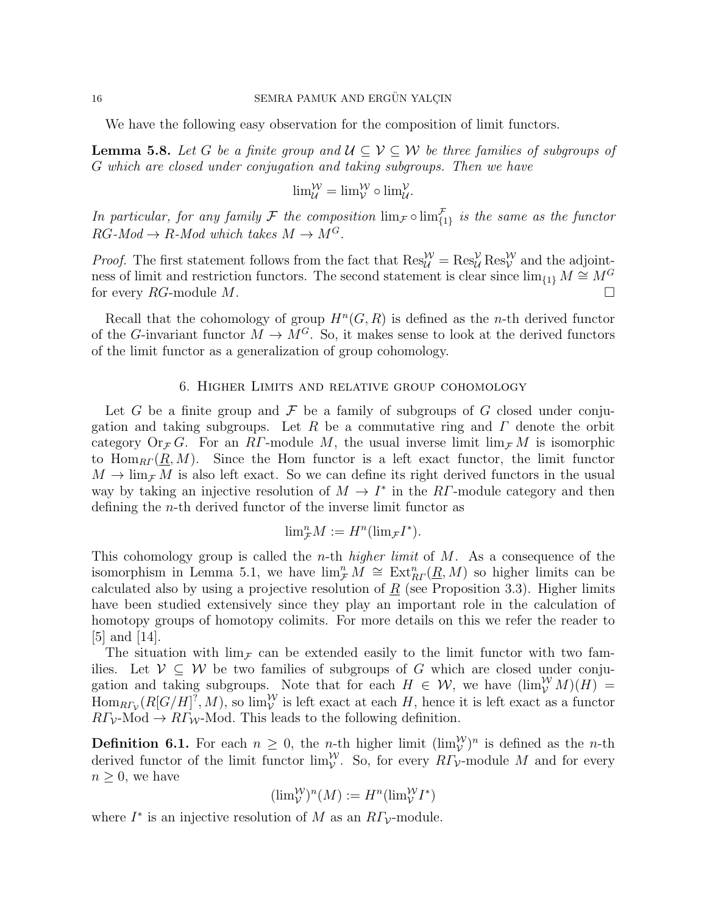We have the following easy observation for the composition of limit functors.

**Lemma 5.8.** *Let $G$ be a finite group and $\mathcal{U} \subseteq \mathcal{V} \subseteq \mathcal{W}$ be three families of subgroups of $G$ which are closed under conjugation and taking subgroups. Then we have*

$$\lim_{\mathcal{U}}^{\mathcal{W}} = \lim_{\mathcal{V}}^{\mathcal{W}} \circ \lim_{\mathcal{U}}^{\mathcal{V}}.$$

*In particular, for any family $\mathcal{F}$ the composition $\lim_{\mathcal{F}} \circ \lim_{\{1\}}^{\mathcal{F}}$ is the same as the functor $RG$-Mod $\to R$-Mod which takes $M \to M^G$.*

*Proof.* The first statement follows from the fact that $\mathrm{Res}_{\mathcal{U}}^{\mathcal{W}} = \mathrm{Res}_{\mathcal{U}}^{\mathcal{V}} \mathrm{Res}_{\mathcal{V}}^{\mathcal{W}}$ and the adjointness of limit and restriction functors. The second statement is clear since $\lim_{\{1\}} M \cong M^G$ for every $RG$-module $M$. □

Recall that the cohomology of group $H^n(G, R)$ is defined as the $n$-th derived functor of the $G$-invariant functor $M \to M^G$. So, it makes sense to look at the derived functors of the limit functor as a generalization of group cohomology.

## 6. Higher Limits and relative group cohomology

Let $G$ be a finite group and $\mathcal{F}$ be a family of subgroups of $G$ closed under conjugation and taking subgroups. Let $R$ be a commutative ring and $\Gamma$ denote the orbit category $\mathrm{Or}_{\mathcal{F}} G$. For an $R\Gamma$-module $M$, the usual inverse limit $\lim_{\mathcal{F}} M$ is isomorphic to $\mathrm{Hom}_{R\Gamma}(\underline{R}, M)$. Since the Hom functor is a left exact functor, the limit functor $M \to \lim_{\mathcal{F}} M$ is also left exact. So we can define its right derived functors in the usual way by taking an injective resolution of $M \to I^*$ in the $R\Gamma$-module category and then defining the $n$-th derived functor of the inverse limit functor as

$$\lim_{\mathcal{F}}^n M := H^n(\lim_{\mathcal{F}} I^*).$$

This cohomology group is called the $n$-th *higher limit* of $M$. As a consequence of the isomorphism in Lemma 5.1, we have $\lim_{\mathcal{F}}^n M \cong \mathrm{Ext}_{R\Gamma}^n(\underline{R}, M)$ so higher limits can be calculated also by using a projective resolution of $\underline{R}$ (see Proposition 3.3). Higher limits have been studied extensively since they play an important role in the calculation of homotopy groups of homotopy colimits. For more details on this we refer the reader to [5] and [14].

The situation with $\lim_{\mathcal{F}}$ can be extended easily to the limit functor with two families. Let $\mathcal{V} \subseteq \mathcal{W}$ be two families of subgroups of $G$ which are closed under conjugation and taking subgroups. Note that for each $H \in \mathcal{W}$, we have $(\lim_{\mathcal{V}}^{\mathcal{W}} M)(H) = \mathrm{Hom}_{R\Gamma_{\mathcal{V}}}(R[G/H]^?, M)$, so $\lim_{\mathcal{V}}^{\mathcal{W}}$ is left exact at each $H$, hence it is left exact as a functor $R\Gamma_{\mathcal{V}}$-Mod $\to R\Gamma_{\mathcal{W}}$-Mod. This leads to the following definition.

**Definition 6.1.** For each $n \geq 0$, the $n$-th higher limit $(\lim_{\mathcal{V}}^{\mathcal{W}})^n$ is defined as the $n$-th derived functor of the limit functor $\lim_{\mathcal{V}}^{\mathcal{W}}$. So, for every $R\Gamma_{\mathcal{V}}$-module $M$ and for every $n \geq 0$, we have

$$(\lim_{\mathcal{V}}^{\mathcal{W}})^n(M) := H^n(\lim_{\mathcal{V}}^{\mathcal{W}} I^*)$$

where $I^*$ is an injective resolution of $M$ as an $R\Gamma_{\mathcal{V}}$-module.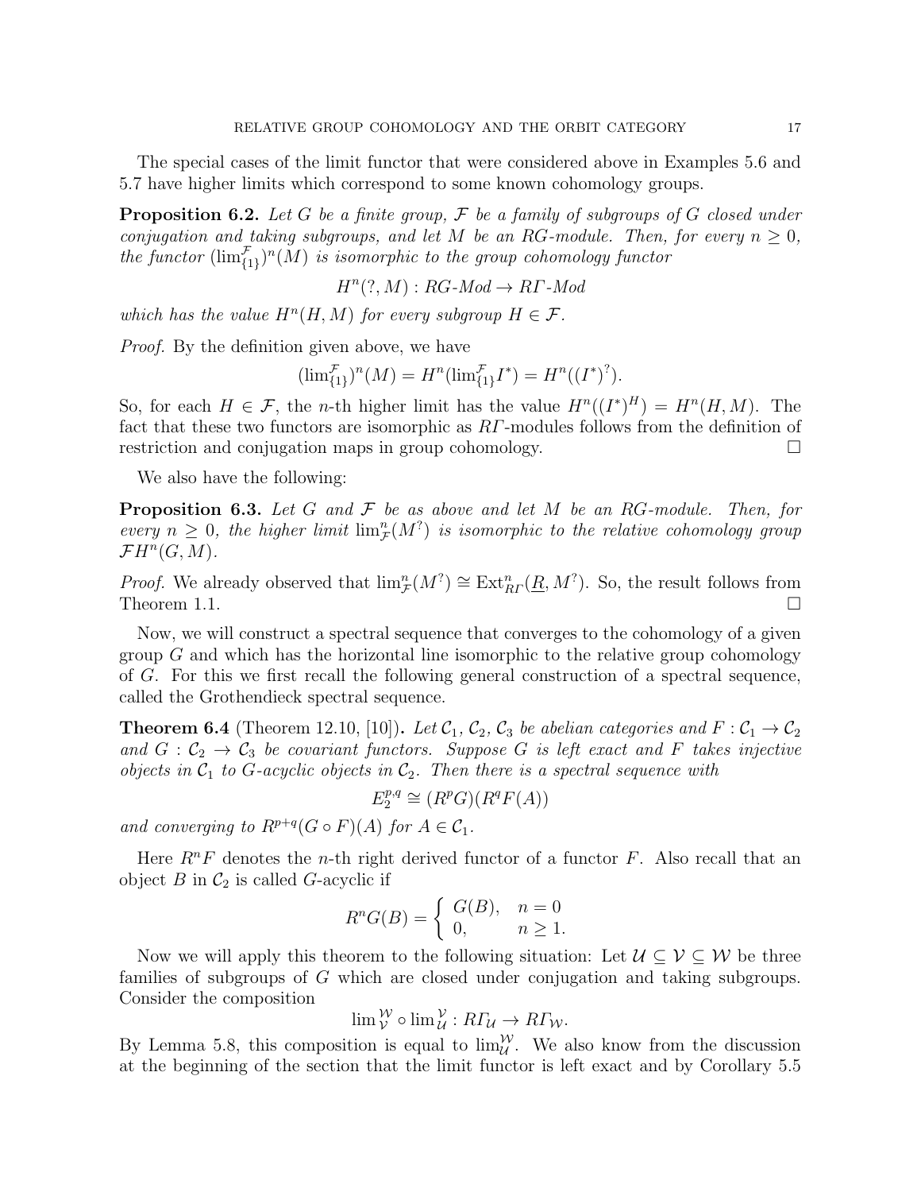The special cases of the limit functor that were considered above in Examples 5.6 and 5.7 have higher limits which correspond to some known cohomology groups.

**Proposition 6.2.** *Let $G$ be a finite group, $\mathcal{F}$ be a family of subgroups of $G$ closed under conjugation and taking subgroups, and let $M$ be an $RG$-module. Then, for every $n \geq 0$, the functor $(\lim^{\mathcal{F}}_{\{1\}})^n(M)$ is isomorphic to the group cohomology functor*

$$H^n(?, M) : RG\text{-}Mod \to R\Gamma\text{-}Mod$$

*which has the value $H^n(H, M)$ for every subgroup $H \in \mathcal{F}$.*

*Proof.* By the definition given above, we have

$$(\lim^{\mathcal{F}}_{\{1\}})^n(M) = H^n(\lim^{\mathcal{F}}_{\{1\}} I^*) = H^n((I^*)^?).$$

So, for each $H \in \mathcal{F}$, the $n$-th higher limit has the value $H^n((I^*)^H) = H^n(H, M)$. The fact that these two functors are isomorphic as $R\Gamma$-modules follows from the definition of restriction and conjugation maps in group cohomology. $\square$

We also have the following:

**Proposition 6.3.** *Let $G$ and $\mathcal{F}$ be as above and let $M$ be an $RG$-module. Then, for every $n \geq 0$, the higher limit $\lim^n_{\mathcal{F}}(M^?)$ is isomorphic to the relative cohomology group $\mathcal{F}H^n(G, M)$.*

*Proof.* We already observed that $\lim^n_{\mathcal{F}}(M^?) \cong \text{Ext}^n_{R\Gamma}(\underline{R}, M^?)$. So, the result follows from Theorem 1.1. $\square$

Now, we will construct a spectral sequence that converges to the cohomology of a given group $G$ and which has the horizontal line isomorphic to the relative group cohomology of $G$. For this we first recall the following general construction of a spectral sequence, called the Grothendieck spectral sequence.

**Theorem 6.4** (Theorem 12.10, [10])**.** *Let $\mathcal{C}_1$, $\mathcal{C}_2$, $\mathcal{C}_3$ be abelian categories and $F : \mathcal{C}_1 \to \mathcal{C}_2$ and $G : \mathcal{C}_2 \to \mathcal{C}_3$ be covariant functors. Suppose $G$ is left exact and $F$ takes injective objects in $\mathcal{C}_1$ to $G$-acyclic objects in $\mathcal{C}_2$. Then there is a spectral sequence with*

$$E_2^{p,q} \cong (R^pG)(R^qF(A))$$

*and converging to $R^{p+q}(G \circ F)(A)$ for $A \in \mathcal{C}_1$.*

Here $R^nF$ denotes the $n$-th right derived functor of a functor $F$. Also recall that an object $B$ in $\mathcal{C}_2$ is called $G$-acyclic if

$$R^nG(B) = \begin{cases} G(B), & n = 0 \\ 0, & n \geq 1. \end{cases}$$

Now we will apply this theorem to the following situation: Let $\mathcal{U} \subseteq \mathcal{V} \subseteq \mathcal{W}$ be three families of subgroups of $G$ which are closed under conjugation and taking subgroups. Consider the composition

$$\lim{}^{\mathcal{W}}_{\mathcal{V}} \circ \lim{}^{\mathcal{V}}_{\mathcal{U}} : R\Gamma_{\mathcal{U}} \to R\Gamma_{\mathcal{W}}.$$

By Lemma 5.8, this composition is equal to $\lim^{\mathcal{W}}_{\mathcal{U}}$. We also know from the discussion at the beginning of the section that the limit functor is left exact and by Corollary 5.5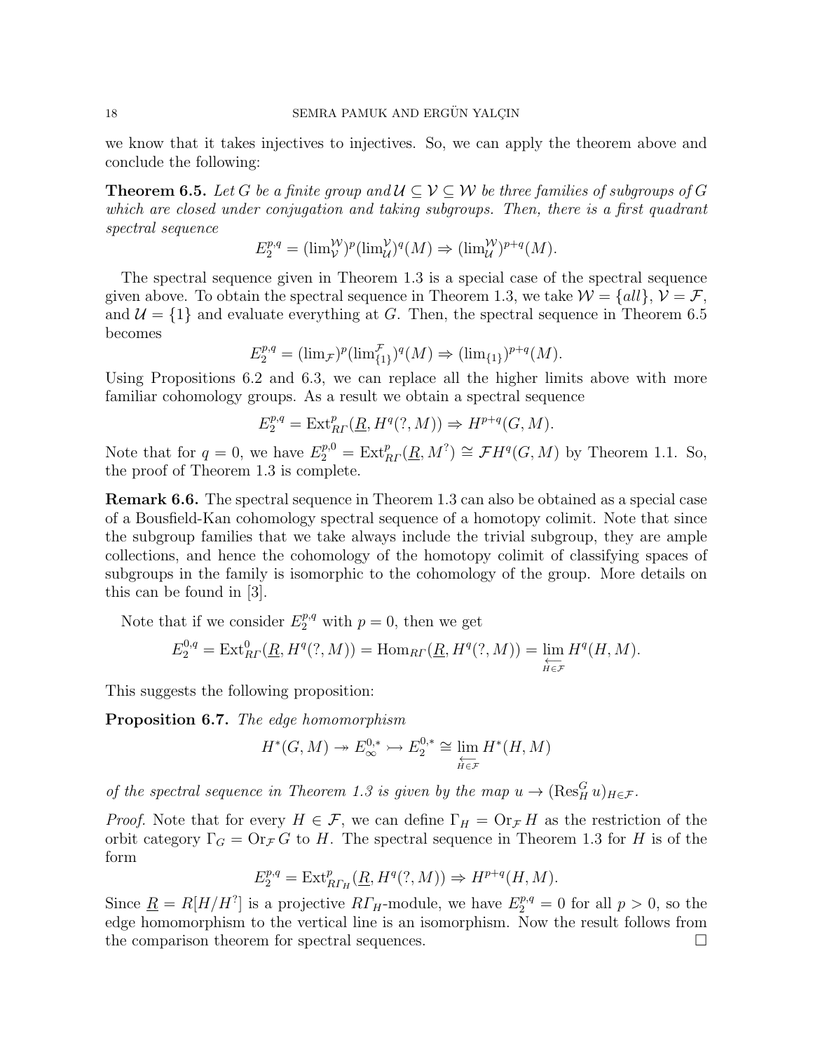we know that it takes injectives to injectives. So, we can apply the theorem above and conclude the following:

**Theorem 6.5.** *Let $G$ be a finite group and $\mathcal{U} \subseteq \mathcal{V} \subseteq \mathcal{W}$ be three families of subgroups of $G$ which are closed under conjugation and taking subgroups. Then, there is a first quadrant spectral sequence*

$$E_2^{p,q} = (\lim\nolimits_{\mathcal{V}}^{\mathcal{W}})^p (\lim\nolimits_{\mathcal{U}}^{\mathcal{V}})^q (M) \Rightarrow (\lim\nolimits_{\mathcal{U}}^{\mathcal{W}})^{p+q}(M).$$

The spectral sequence given in Theorem 1.3 is a special case of the spectral sequence given above. To obtain the spectral sequence in Theorem 1.3, we take $\mathcal{W} = \{all\}$, $\mathcal{V} = \mathcal{F}$, and $\mathcal{U} = \{1\}$ and evaluate everything at $G$. Then, the spectral sequence in Theorem 6.5 becomes

$$E_2^{p,q} = (\lim\nolimits_{\mathcal{F}})^p (\lim\nolimits_{\{1\}}^{\mathcal{F}})^q (M) \Rightarrow (\lim\nolimits_{\{1\}})^{p+q}(M).$$

Using Propositions 6.2 and 6.3, we can replace all the higher limits above with more familiar cohomology groups. As a result we obtain a spectral sequence

$$E_2^{p,q} = \operatorname{Ext}^p_{R\Gamma}(\underline{R}, H^q(?, M)) \Rightarrow H^{p+q}(G, M).$$

Note that for $q = 0$, we have $E_2^{p,0} = \operatorname{Ext}^p_{R\Gamma}(\underline{R}, M^?) \cong \mathcal{F}H^q(G, M)$ by Theorem 1.1. So, the proof of Theorem 1.3 is complete.

**Remark 6.6.** The spectral sequence in Theorem 1.3 can also be obtained as a special case of a Bousfield-Kan cohomology spectral sequence of a homotopy colimit. Note that since the subgroup families that we take always include the trivial subgroup, they are ample collections, and hence the cohomology of the homotopy colimit of classifying spaces of subgroups in the family is isomorphic to the cohomology of the group. More details on this can be found in [3].

Note that if we consider $E_2^{p,q}$ with $p = 0$, then we get

$$E_2^{0,q} = \operatorname{Ext}^0_{R\Gamma}(\underline{R}, H^q(?, M)) = \operatorname{Hom}_{R\Gamma}(\underline{R}, H^q(?, M)) = \varprojlim_{H \in \mathcal{F}} H^q(H, M).$$

This suggests the following proposition:

**Proposition 6.7.** *The edge homomorphism*

$$H^*(G, M) \twoheadrightarrow E_\infty^{0,*} \rightarrowtail E_2^{0,*} \cong \varprojlim_{H \in \mathcal{F}} H^*(H, M)$$

*of the spectral sequence in Theorem 1.3 is given by the map $u \to (\operatorname{Res}^G_H u)_{H \in \mathcal{F}}$.*

*Proof.* Note that for every $H \in \mathcal{F}$, we can define $\Gamma_H = \operatorname{Or}_{\mathcal{F}} H$ as the restriction of the orbit category $\Gamma_G = \operatorname{Or}_{\mathcal{F}} G$ to $H$. The spectral sequence in Theorem 1.3 for $H$ is of the form

$$E_2^{p,q} = \operatorname{Ext}^p_{R\Gamma_H}(\underline{R}, H^q(?, M)) \Rightarrow H^{p+q}(H, M).$$

Since $\underline{R} = R[H/H^?]$ is a projective $R\Gamma_H$-module, we have $E_2^{p,q} = 0$ for all $p > 0$, so the edge homomorphism to the vertical line is an isomorphism. Now the result follows from the comparison theorem for spectral sequences. $\square$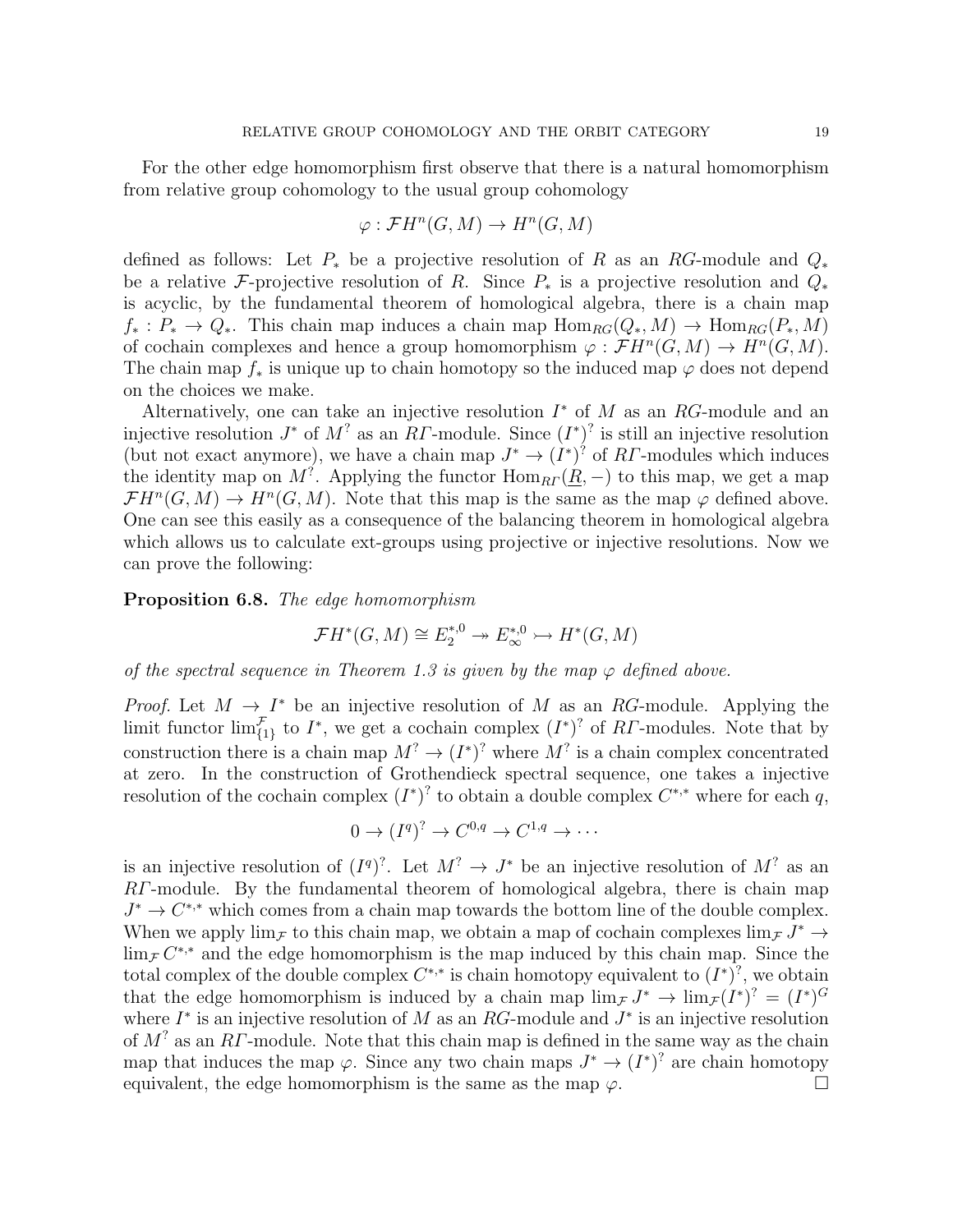For the other edge homomorphism first observe that there is a natural homomorphism from relative group cohomology to the usual group cohomology

$$\varphi : \mathcal{F}H^n(G, M) \to H^n(G, M)$$

defined as follows: Let $P_*$ be a projective resolution of $R$ as an $RG$-module and $Q_*$ be a relative $\mathcal{F}$-projective resolution of $R$. Since $P_*$ is a projective resolution and $Q_*$ is acyclic, by the fundamental theorem of homological algebra, there is a chain map $f_* : P_* \to Q_*$. This chain map induces a chain map $\mathrm{Hom}_{RG}(Q_*, M) \to \mathrm{Hom}_{RG}(P_*, M)$ of cochain complexes and hence a group homomorphism $\varphi : \mathcal{F}H^n(G, M) \to H^n(G, M)$. The chain map $f_*$ is unique up to chain homotopy so the induced map $\varphi$ does not depend on the choices we make.

Alternatively, one can take an injective resolution $I^*$ of $M$ as an $RG$-module and an injective resolution $J^*$ of $M^?$ as an $R\Gamma$-module. Since $(I^*)^?$ is still an injective resolution (but not exact anymore), we have a chain map $J^* \to (I^*)^?$ of $R\Gamma$-modules which induces the identity map on $M^?$. Applying the functor $\mathrm{Hom}_{R\Gamma}(\underline{R}, -)$ to this map, we get a map $\mathcal{F}H^n(G, M) \to H^n(G, M)$. Note that this map is the same as the map $\varphi$ defined above. One can see this easily as a consequence of the balancing theorem in homological algebra which allows us to calculate ext-groups using projective or injective resolutions. Now we can prove the following:

**Proposition 6.8.** *The edge homomorphism*

$$\mathcal{F}H^*(G, M) \cong E_2^{*,0} \twoheadrightarrow E_\infty^{*,0} \rightarrowtail H^*(G, M)$$

*of the spectral sequence in Theorem 1.3 is given by the map $\varphi$ defined above.*

*Proof.* Let $M \to I^*$ be an injective resolution of $M$ as an $RG$-module. Applying the limit functor $\lim_{\{1\}}^{\mathcal{F}}$ to $I^*$, we get a cochain complex $(I^*)^?$ of $R\Gamma$-modules. Note that by construction there is a chain map $M^? \to (I^*)^?$ where $M^?$ is a chain complex concentrated at zero. In the construction of Grothendieck spectral sequence, one takes a injective resolution of the cochain complex $(I^*)^?$ to obtain a double complex $C^{*,*}$ where for each $q$,

$$0 \to (I^q)^? \to C^{0,q} \to C^{1,q} \to \cdots$$

is an injective resolution of $(I^q)^?$. Let $M^? \to J^*$ be an injective resolution of $M^?$ as an $R\Gamma$-module. By the fundamental theorem of homological algebra, there is chain map $J^* \to C^{*,*}$ which comes from a chain map towards the bottom line of the double complex. When we apply $\lim_{\mathcal{F}}$ to this chain map, we obtain a map of cochain complexes $\lim_{\mathcal{F}} J^* \to \lim_{\mathcal{F}} C^{*,*}$ and the edge homomorphism is the map induced by this chain map. Since the total complex of the double complex $C^{*,*}$ is chain homotopy equivalent to $(I^*)^?$, we obtain that the edge homomorphism is induced by a chain map $\lim_{\mathcal{F}} J^* \to \lim_{\mathcal{F}} (I^*)^? = (I^*)^G$ where $I^*$ is an injective resolution of $M$ as an $RG$-module and $J^*$ is an injective resolution of $M^?$ as an $R\Gamma$-module. Note that this chain map is defined in the same way as the chain map that induces the map $\varphi$. Since any two chain maps $J^* \to (I^*)^?$ are chain homotopy equivalent, the edge homomorphism is the same as the map $\varphi$. $\square$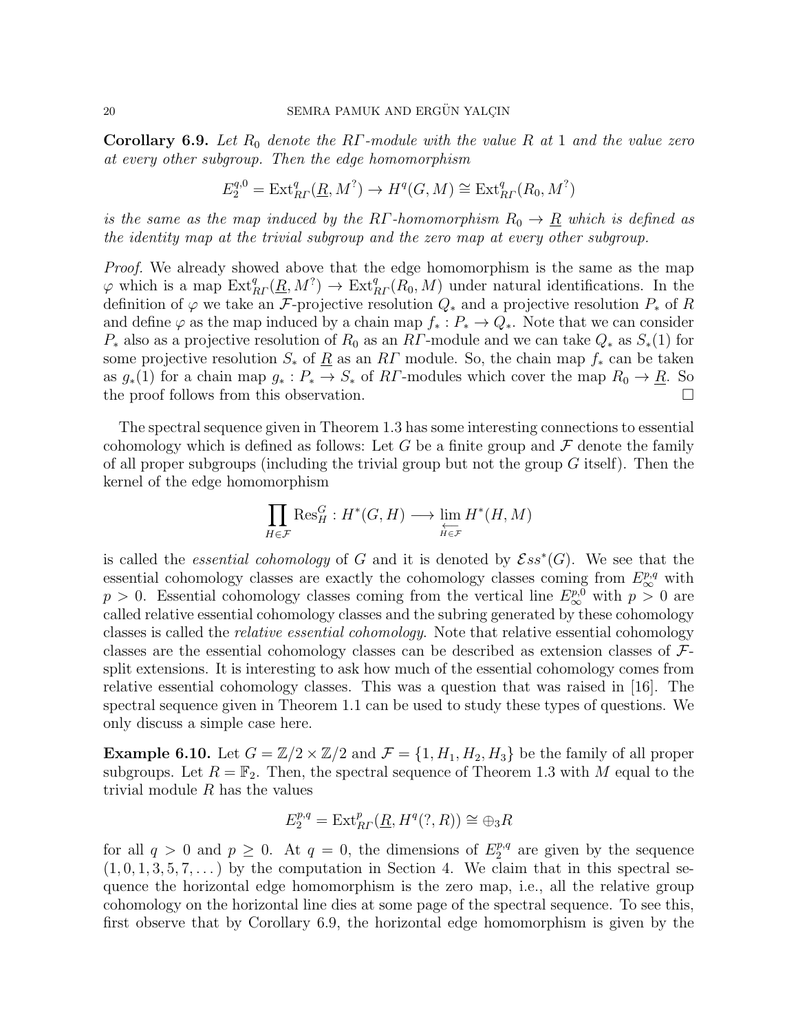**Corollary 6.9.** *Let $R_0$ denote the $R\Gamma$-module with the value $R$ at $1$ and the value zero at every other subgroup. Then the edge homomorphism*

$$E_2^{q,0} = \operatorname{Ext}^q_{R\Gamma}(\underline{R}, M^?) \to H^q(G, M) \cong \operatorname{Ext}^q_{R\Gamma}(R_0, M^?)$$

*is the same as the map induced by the $R\Gamma$-homomorphism $R_0 \to \underline{R}$ which is defined as the identity map at the trivial subgroup and the zero map at every other subgroup.*

*Proof.* We already showed above that the edge homomorphism is the same as the map $\varphi$ which is a map $\operatorname{Ext}^q_{R\Gamma}(\underline{R}, M^?) \to \operatorname{Ext}^q_{R\Gamma}(R_0, M)$ under natural identifications. In the definition of $\varphi$ we take an $\mathcal{F}$-projective resolution $Q_*$ and a projective resolution $P_*$ of $R$ and define $\varphi$ as the map induced by a chain map $f_* : P_* \to Q_*$. Note that we can consider $P_*$ also as a projective resolution of $R_0$ as an $R\Gamma$-module and we can take $Q_*$ as $S_*(1)$ for some projective resolution $S_*$ of $\underline{R}$ as an $R\Gamma$ module. So, the chain map $f_*$ can be taken as $g_*(1)$ for a chain map $g_* : P_* \to S_*$ of $R\Gamma$-modules which cover the map $R_0 \to \underline{R}$. So the proof follows from this observation. $\square$

The spectral sequence given in Theorem 1.3 has some interesting connections to essential cohomology which is defined as follows: Let $G$ be a finite group and $\mathcal{F}$ denote the family of all proper subgroups (including the trivial group but not the group $G$ itself). Then the kernel of the edge homomorphism

$$\prod_{H \in \mathcal{F}} \operatorname{Res}^G_H : H^*(G, H) \longrightarrow \varprojlim_{H \in \mathcal{F}} H^*(H, M)$$

is called the *essential cohomology* of $G$ and it is denoted by $\mathcal{E}ss^*(G)$. We see that the essential cohomology classes are exactly the cohomology classes coming from $E_\infty^{p,q}$ with $p > 0$. Essential cohomology classes coming from the vertical line $E_\infty^{p,0}$ with $p > 0$ are called relative essential cohomology classes and the subring generated by these cohomology classes is called the *relative essential cohomology*. Note that relative essential cohomology classes are the essential cohomology classes can be described as extension classes of $\mathcal{F}$-split extensions. It is interesting to ask how much of the essential cohomology comes from relative essential cohomology classes. This was a question that was raised in [16]. The spectral sequence given in Theorem 1.1 can be used to study these types of questions. We only discuss a simple case here.

**Example 6.10.** Let $G = \mathbb{Z}/2 \times \mathbb{Z}/2$ and $\mathcal{F} = \{1, H_1, H_2, H_3\}$ be the family of all proper subgroups. Let $R = \mathbb{F}_2$. Then, the spectral sequence of Theorem 1.3 with $M$ equal to the trivial module $R$ has the values

$$E_2^{p,q} = \operatorname{Ext}^p_{R\Gamma}(\underline{R}, H^q(?, R)) \cong \oplus_3 R$$

for all $q > 0$ and $p \geq 0$. At $q = 0$, the dimensions of $E_2^{p,q}$ are given by the sequence $(1, 0, 1, 3, 5, 7, \dots)$ by the computation in Section 4. We claim that in this spectral sequence the horizontal edge homomorphism is the zero map, i.e., all the relative group cohomology on the horizontal line dies at some page of the spectral sequence. To see this, first observe that by Corollary 6.9, the horizontal edge homomorphism is given by the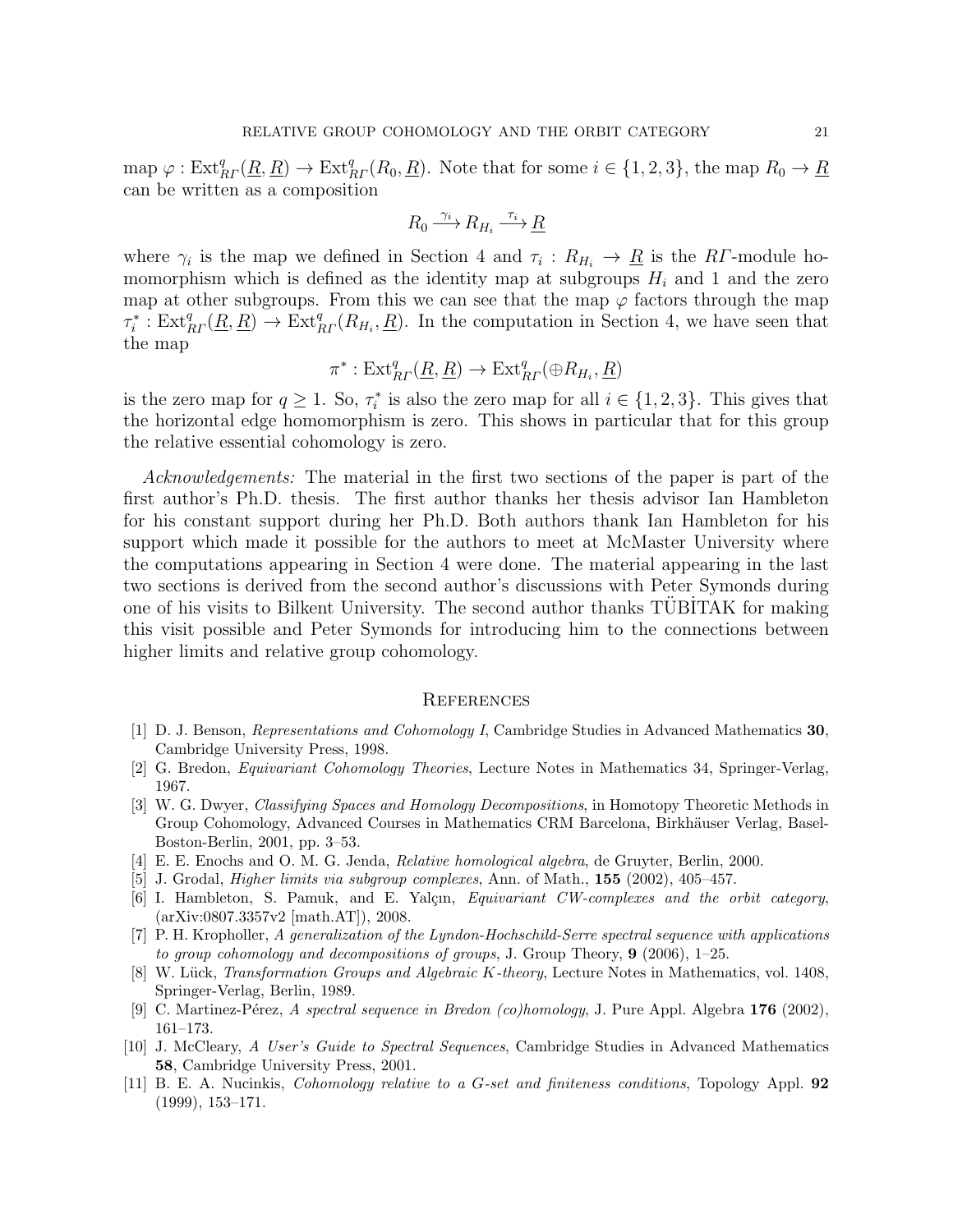map $\varphi : \mathrm{Ext}^q_{R\Gamma}(\underline{R}, \underline{R}) \to \mathrm{Ext}^q_{R\Gamma}(R_0, \underline{R})$. Note that for some $i \in \{1, 2, 3\}$, the map $R_0 \to \underline{R}$ can be written as a composition

$$R_0 \xrightarrow{\gamma_i} R_{H_i} \xrightarrow{\tau_i} \underline{R}$$

where $\gamma_i$ is the map we defined in Section 4 and $\tau_i : R_{H_i} \to \underline{R}$ is the $R\Gamma$-module homomorphism which is defined as the identity map at subgroups $H_i$ and 1 and the zero map at other subgroups. From this we can see that the map $\varphi$ factors through the map $\tau_i^* : \mathrm{Ext}^q_{R\Gamma}(\underline{R}, \underline{R}) \to \mathrm{Ext}^q_{R\Gamma}(R_{H_i}, \underline{R})$. In the computation in Section 4, we have seen that the map

$$\pi^* : \mathrm{Ext}^q_{R\Gamma}(\underline{R}, \underline{R}) \to \mathrm{Ext}^q_{R\Gamma}(\oplus R_{H_i}, \underline{R})$$

is the zero map for $q \geq 1$. So, $\tau_i^*$ is also the zero map for all $i \in \{1, 2, 3\}$. This gives that the horizontal edge homomorphism is zero. This shows in particular that for this group the relative essential cohomology is zero.

*Acknowledgements:* The material in the first two sections of the paper is part of the first author's Ph.D. thesis. The first author thanks her thesis advisor Ian Hambleton for his constant support during her Ph.D. Both authors thank Ian Hambleton for his support which made it possible for the authors to meet at McMaster University where the computations appearing in Section 4 were done. The material appearing in the last two sections is derived from the second author's discussions with Peter Symonds during one of his visits to Bilkent University. The second author thanks TÜBİTAK for making this visit possible and Peter Symonds for introducing him to the connections between higher limits and relative group cohomology.

## References

[1] D. J. Benson, *Representations and Cohomology I*, Cambridge Studies in Advanced Mathematics **30**, Cambridge University Press, 1998.

[2] G. Bredon, *Equivariant Cohomology Theories*, Lecture Notes in Mathematics 34, Springer-Verlag, 1967.

[3] W. G. Dwyer, *Classifying Spaces and Homology Decompositions*, in Homotopy Theoretic Methods in Group Cohomology, Advanced Courses in Mathematics CRM Barcelona, Birkhäuser Verlag, Basel-Boston-Berlin, 2001, pp. 3–53.

[4] E. E. Enochs and O. M. G. Jenda, *Relative homological algebra*, de Gruyter, Berlin, 2000.

[5] J. Grodal, *Higher limits via subgroup complexes*, Ann. of Math., **155** (2002), 405–457.

[6] I. Hambleton, S. Pamuk, and E. Yalçın, *Equivariant CW-complexes and the orbit category*, (arXiv:0807.3357v2 [math.AT]), 2008.

[7] P. H. Kropholler, *A generalization of the Lyndon-Hochschild-Serre spectral sequence with applications to group cohomology and decompositions of groups*, J. Group Theory, **9** (2006), 1–25.

[8] W. Lück, *Transformation Groups and Algebraic K-theory*, Lecture Notes in Mathematics, vol. 1408, Springer-Verlag, Berlin, 1989.

[9] C. Martinez-Pérez, *A spectral sequence in Bredon (co)homology*, J. Pure Appl. Algebra **176** (2002), 161–173.

[10] J. McCleary, *A User's Guide to Spectral Sequences*, Cambridge Studies in Advanced Mathematics **58**, Cambridge University Press, 2001.

[11] B. E. A. Nucinkis, *Cohomology relative to a G-set and finiteness conditions*, Topology Appl. **92** (1999), 153–171.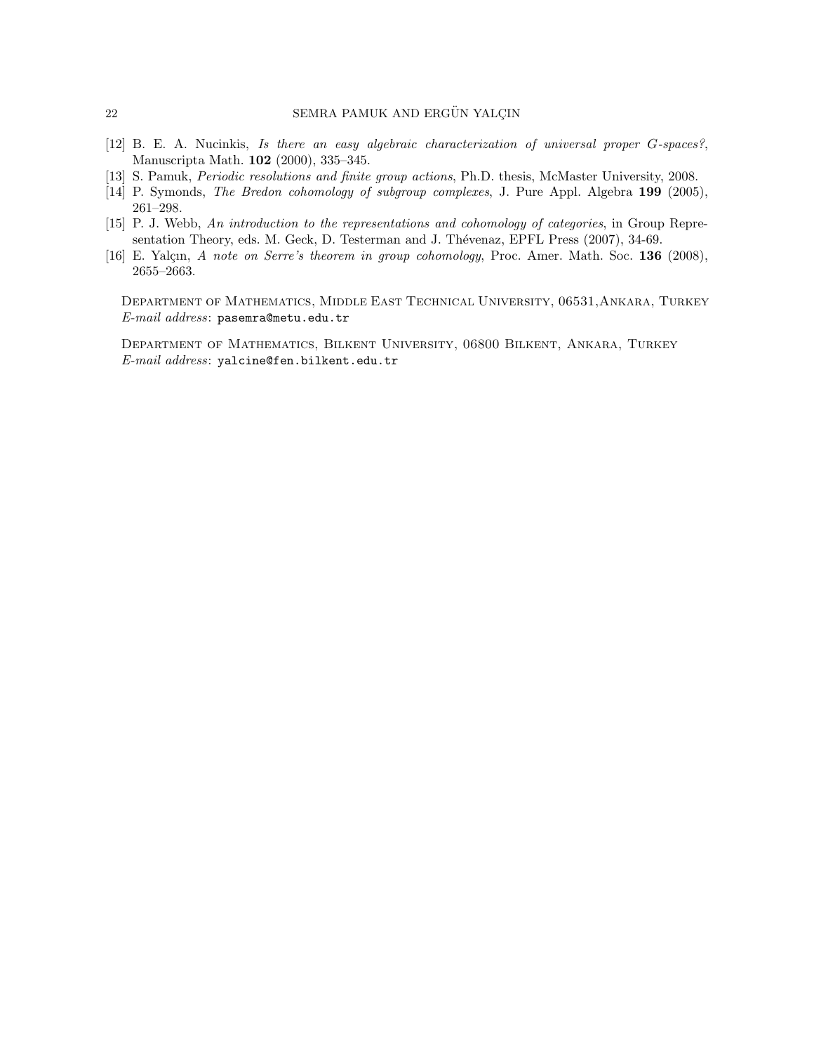[12] B. E. A. Nucinkis, *Is there an easy algebraic characterization of universal proper $G$-spaces?*, Manuscripta Math. **102** (2000), 335–345.

[13] S. Pamuk, *Periodic resolutions and finite group actions*, Ph.D. thesis, McMaster University, 2008.

[14] P. Symonds, *The Bredon cohomology of subgroup complexes*, J. Pure Appl. Algebra **199** (2005), 261–298.

[15] P. J. Webb, *An introduction to the representations and cohomology of categories*, in Group Representation Theory, eds. M. Geck, D. Testerman and J. Thévenaz, EPFL Press (2007), 34-69.

[16] E. Yalçın, *A note on Serre's theorem in group cohomology*, Proc. Amer. Math. Soc. **136** (2008), 2655–2663.

Department of Mathematics, Middle East Technical University, 06531,Ankara, Turkey
*E-mail address*: pasemra@metu.edu.tr

Department of Mathematics, Bilkent University, 06800 Bilkent, Ankara, Turkey
*E-mail address*: yalcine@fen.bilkent.edu.tr